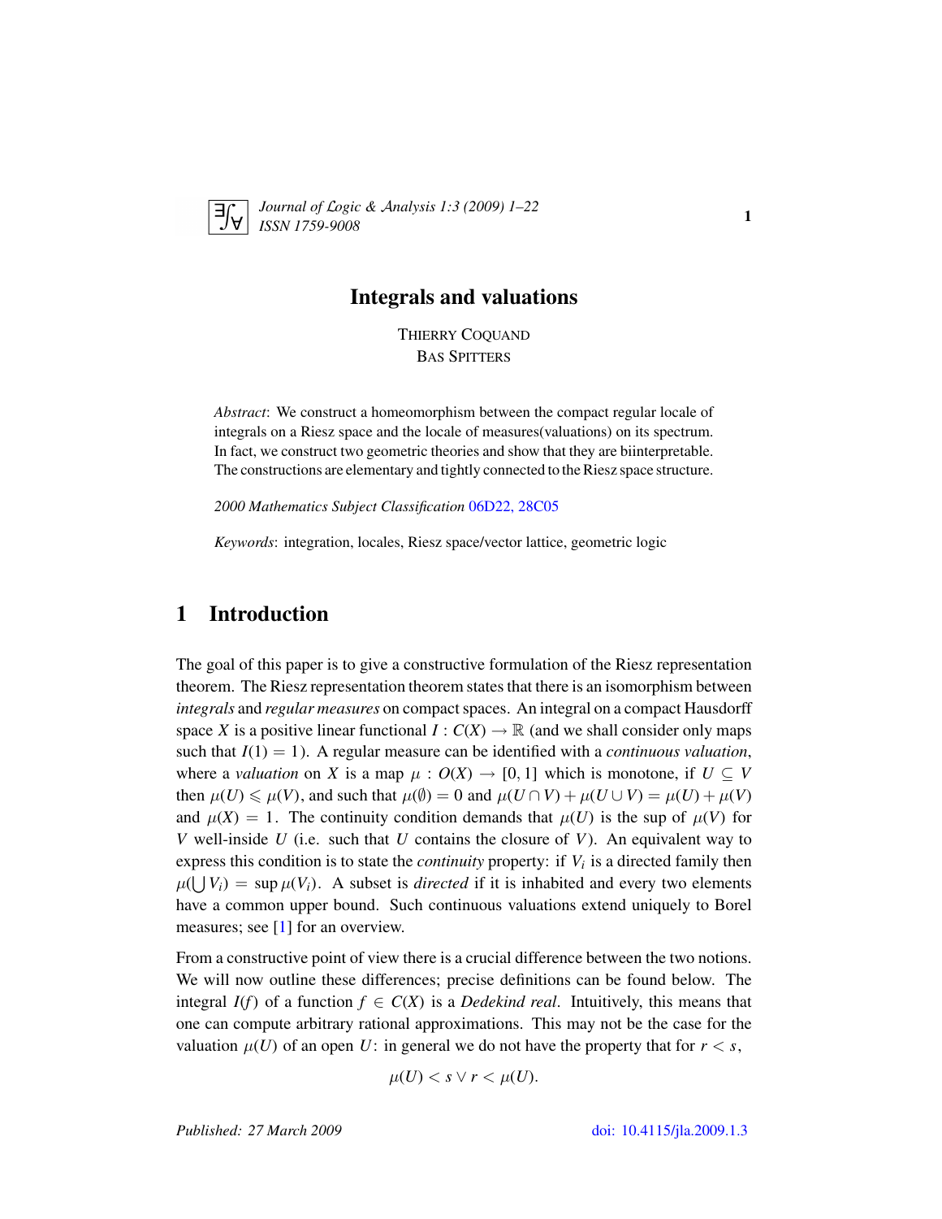# Integrals and valuations

THIERRY COQUAND
BAS SPITTERS

*Abstract*: We construct a homeomorphism between the compact regular locale of integrals on a Riesz space and the locale of measures(valuations) on its spectrum. In fact, we construct two geometric theories and show that they are biinterpretable. The constructions are elementary and tightly connected to the Riesz space structure.

*2000 Mathematics Subject Classification* 06D22, 28C05

*Keywords*: integration, locales, Riesz space/vector lattice, geometric logic

## 1 Introduction

The goal of this paper is to give a constructive formulation of the Riesz representation theorem. The Riesz representation theorem states that there is an isomorphism between *integrals* and *regular measures* on compact spaces. An integral on a compact Hausdorff space $X$ is a positive linear functional $I : C(X) \to \mathbb{R}$ (and we shall consider only maps such that $I(1) = 1$). A regular measure can be identified with a *continuous valuation*, where a *valuation* on $X$ is a map $\mu : O(X) \to [0, 1]$ which is monotone, if $U \subseteq V$ then $\mu(U) \leqslant \mu(V)$, and such that $\mu(\emptyset) = 0$ and $\mu(U \cap V) + \mu(U \cup V) = \mu(U) + \mu(V)$ and $\mu(X) = 1$. The continuity condition demands that $\mu(U)$ is the sup of $\mu(V)$ for $V$ well-inside $U$ (i.e. such that $U$ contains the closure of $V$). An equivalent way to express this condition is to state the *continuity* property: if $V_i$ is a directed family then $\mu(\bigcup V_i) = \sup \mu(V_i)$. A subset is *directed* if it is inhabited and every two elements have a common upper bound. Such continuous valuations extend uniquely to Borel measures; see [1] for an overview.

From a constructive point of view there is a crucial difference between the two notions. We will now outline these differences; precise definitions can be found below. The integral $I(f)$ of a function $f \in C(X)$ is a *Dedekind real*. Intuitively, this means that one can compute arbitrary rational approximations. This may not be the case for the valuation $\mu(U)$ of an open $U$: in general we do not have the property that for $r < s$,

$$\mu(U) < s \vee r < \mu(U).$$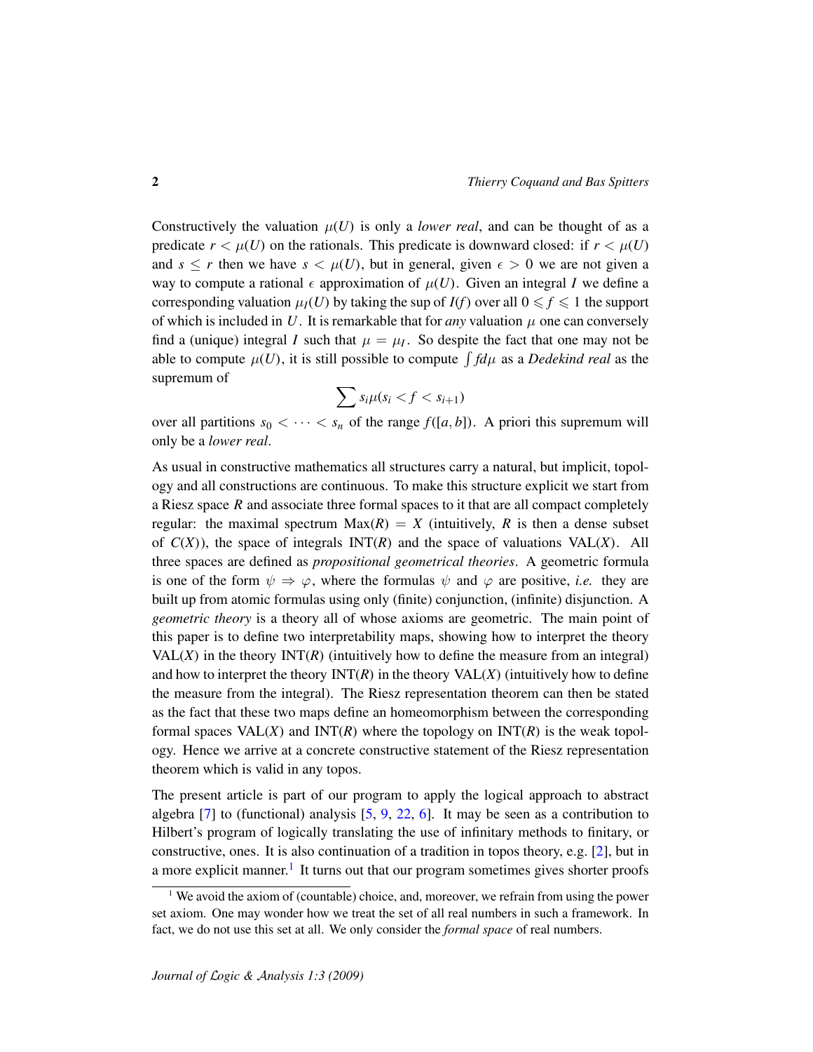Constructively the valuation $\mu(U)$ is only a *lower real*, and can be thought of as a predicate $r < \mu(U)$ on the rationals. This predicate is downward closed: if $r < \mu(U)$ and $s \leq r$ then we have $s < \mu(U)$, but in general, given $\epsilon > 0$ we are not given a way to compute a rational $\epsilon$ approximation of $\mu(U)$. Given an integral $I$ we define a corresponding valuation $\mu_I(U)$ by taking the sup of $I(f)$ over all $0 \leqslant f \leqslant 1$ the support of which is included in $U$. It is remarkable that for *any* valuation $\mu$ one can conversely find a (unique) integral $I$ such that $\mu = \mu_I$. So despite the fact that one may not be able to compute $\mu(U)$, it is still possible to compute $\int f d\mu$ as a *Dedekind real* as the supremum of

$$\sum s_i \mu(s_i < f < s_{i+1})$$

over all partitions $s_0 < \cdots < s_n$ of the range $f([a, b])$. A priori this supremum will only be a *lower real*.

As usual in constructive mathematics all structures carry a natural, but implicit, topology and all constructions are continuous. To make this structure explicit we start from a Riesz space $R$ and associate three formal spaces to it that are all compact completely regular: the maximal spectrum $\mathrm{Max}(R) = X$ (intuitively, $R$ is then a dense subset of $C(X)$), the space of integrals $\mathrm{INT}(R)$ and the space of valuations $\mathrm{VAL}(X)$. All three spaces are defined as *propositional geometrical theories*. A geometric formula is one of the form $\psi \Rightarrow \varphi$, where the formulas $\psi$ and $\varphi$ are positive, *i.e.* they are built up from atomic formulas using only (finite) conjunction, (infinite) disjunction. A *geometric theory* is a theory all of whose axioms are geometric. The main point of this paper is to define two interpretability maps, showing how to interpret the theory $\mathrm{VAL}(X)$ in the theory $\mathrm{INT}(R)$ (intuitively how to define the measure from an integral) and how to interpret the theory $\mathrm{INT}(R)$ in the theory $\mathrm{VAL}(X)$ (intuitively how to define the measure from the integral). The Riesz representation theorem can then be stated as the fact that these two maps define an homeomorphism between the corresponding formal spaces $\mathrm{VAL}(X)$ and $\mathrm{INT}(R)$ where the topology on $\mathrm{INT}(R)$ is the weak topology. Hence we arrive at a concrete constructive statement of the Riesz representation theorem which is valid in any topos.

The present article is part of our program to apply the logical approach to abstract algebra [7] to (functional) analysis [5, 9, 22, 6]. It may be seen as a contribution to Hilbert's program of logically translating the use of infinitary methods to finitary, or constructive, ones. It is also continuation of a tradition in topos theory, e.g. [2], but in a more explicit manner.[1] It turns out that our program sometimes gives shorter proofs

[1] We avoid the axiom of (countable) choice, and, moreover, we refrain from using the power set axiom. One may wonder how we treat the set of all real numbers in such a framework. In fact, we do not use this set at all. We only consider the *formal space* of real numbers.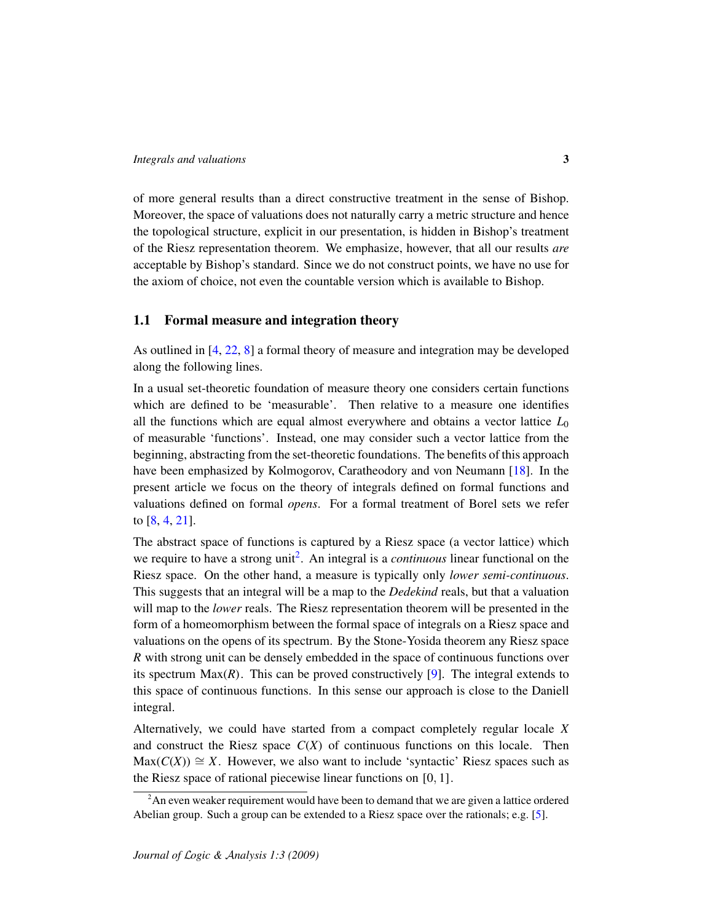of more general results than a direct constructive treatment in the sense of Bishop. Moreover, the space of valuations does not naturally carry a metric structure and hence the topological structure, explicit in our presentation, is hidden in Bishop's treatment of the Riesz representation theorem. We emphasize, however, that all our results *are* acceptable by Bishop's standard. Since we do not construct points, we have no use for the axiom of choice, not even the countable version which is available to Bishop.

## 1.1 Formal measure and integration theory

As outlined in [4, 22, 8] a formal theory of measure and integration may be developed along the following lines.

In a usual set-theoretic foundation of measure theory one considers certain functions which are defined to be 'measurable'. Then relative to a measure one identifies all the functions which are equal almost everywhere and obtains a vector lattice $L_0$ of measurable 'functions'. Instead, one may consider such a vector lattice from the beginning, abstracting from the set-theoretic foundations. The benefits of this approach have been emphasized by Kolmogorov, Caratheodory and von Neumann [18]. In the present article we focus on the theory of integrals defined on formal functions and valuations defined on formal *opens*. For a formal treatment of Borel sets we refer to [8, 4, 21].

The abstract space of functions is captured by a Riesz space (a vector lattice) which we require to have a strong unit[2]. An integral is a *continuous* linear functional on the Riesz space. On the other hand, a measure is typically only *lower semi-continuous*. This suggests that an integral will be a map to the *Dedekind* reals, but that a valuation will map to the *lower* reals. The Riesz representation theorem will be presented in the form of a homeomorphism between the formal space of integrals on a Riesz space and valuations on the opens of its spectrum. By the Stone-Yosida theorem any Riesz space $R$ with strong unit can be densely embedded in the space of continuous functions over its spectrum $\mathrm{Max}(R)$. This can be proved constructively [9]. The integral extends to this space of continuous functions. In this sense our approach is close to the Daniell integral.

Alternatively, we could have started from a compact completely regular locale $X$ and construct the Riesz space $C(X)$ of continuous functions on this locale. Then $\mathrm{Max}(C(X)) \cong X$. However, we also want to include 'syntactic' Riesz spaces such as the Riesz space of rational piecewise linear functions on $[0,1]$.

[2] An even weaker requirement would have been to demand that we are given a lattice ordered Abelian group. Such a group can be extended to a Riesz space over the rationals; e.g. [5].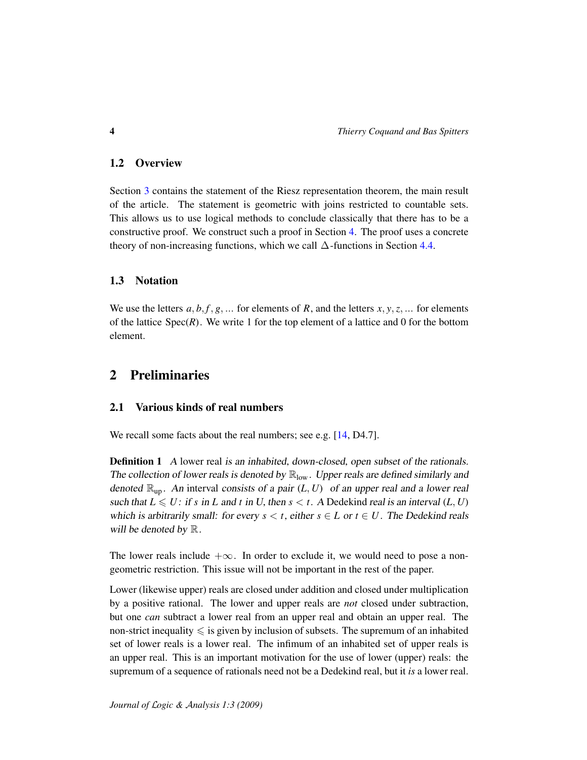### 1.2 Overview

Section 3 contains the statement of the Riesz representation theorem, the main result of the article. The statement is geometric with joins restricted to countable sets. This allows us to use logical methods to conclude classically that there has to be a constructive proof. We construct such a proof in Section 4. The proof uses a concrete theory of non-increasing functions, which we call $\Delta$-functions in Section 4.4.

### 1.3 Notation

We use the letters $a, b, f, g, \ldots$ for elements of $R$, and the letters $x, y, z, \ldots$ for elements of the lattice $\mathrm{Spec}(R)$. We write 1 for the top element of a lattice and 0 for the bottom element.

## 2 Preliminaries

### 2.1 Various kinds of real numbers

We recall some facts about the real numbers; see e.g. [14, D4.7].

**Definition 1** *A* lower real *is an inhabited, down-closed, open subset of the rationals. The collection of lower reals is denoted by $\mathbb{R}_{\mathrm{low}}$. Upper reals are defined similarly and denoted $\mathbb{R}_{\mathrm{up}}$. An* interval *consists of a pair $(L, U)$ of an upper real and a lower real such that $L \leqslant U$: if $s$ in $L$ and $t$ in $U$, then $s < t$. A* Dedekind *real is an interval $(L, U)$ which is arbitrarily small: for every $s < t$, either $s \in L$ or $t \in U$. The Dedekind reals will be denoted by $\mathbb{R}$.*

The lower reals include $+\infty$. In order to exclude it, we would need to pose a non-geometric restriction. This issue will not be important in the rest of the paper.

Lower (likewise upper) reals are closed under addition and closed under multiplication by a positive rational. The lower and upper reals are *not* closed under subtraction, but one *can* subtract a lower real from an upper real and obtain an upper real. The non-strict inequality $\leqslant$ is given by inclusion of subsets. The supremum of an inhabited set of lower reals is a lower real. The infimum of an inhabited set of upper reals is an upper real. This is an important motivation for the use of lower (upper) reals: the supremum of a sequence of rationals need not be a Dedekind real, but it *is* a lower real.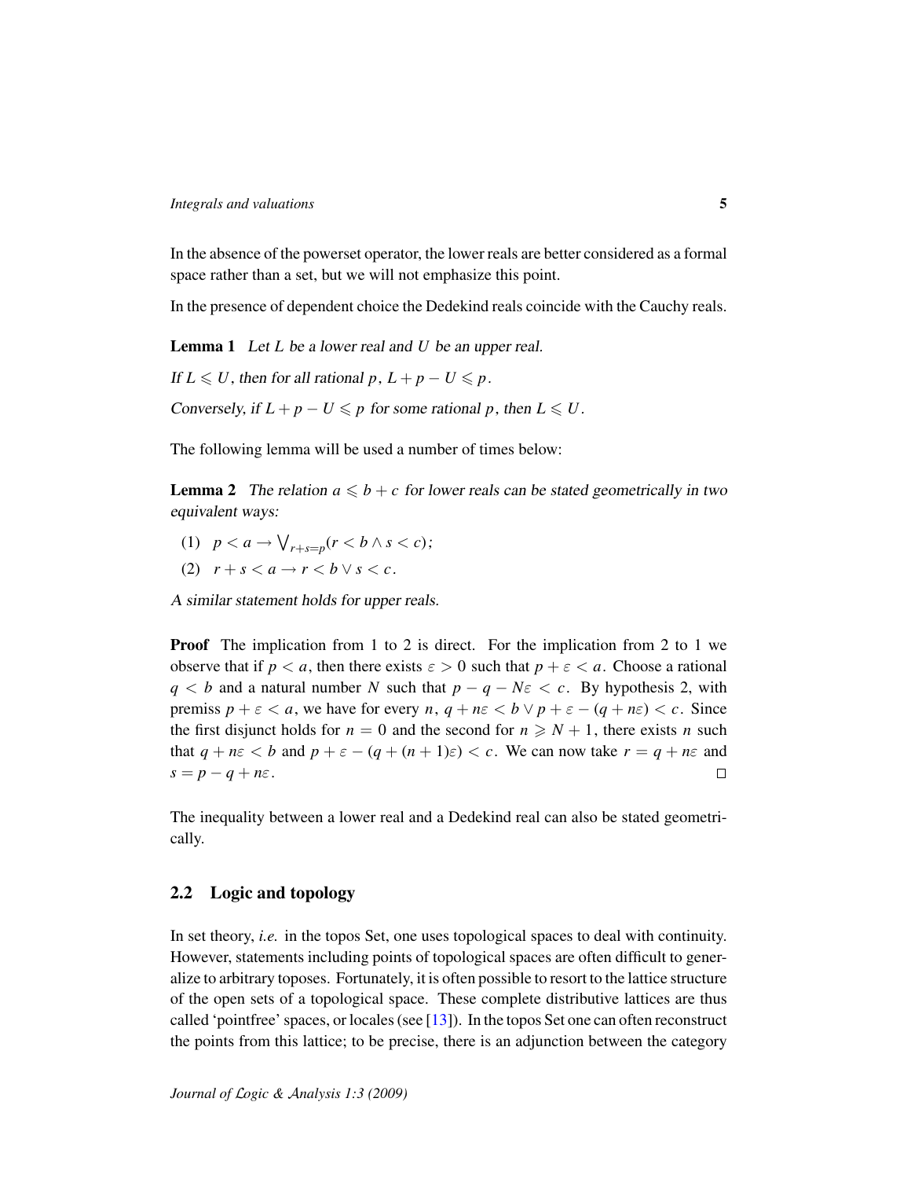In the absence of the powerset operator, the lower reals are better considered as a formal space rather than a set, but we will not emphasize this point.

In the presence of dependent choice the Dedekind reals coincide with the Cauchy reals.

**Lemma 1** *Let $L$ be a lower real and $U$ be an upper real.*

*If $L \leqslant U$, then for all rational $p$, $L + p - U \leqslant p$.*

*Conversely, if $L + p - U \leqslant p$ for some rational $p$, then $L \leqslant U$.*

The following lemma will be used a number of times below:

**Lemma 2** *The relation $a \leqslant b + c$ for lower reals can be stated geometrically in two equivalent ways:*

(1) $p < a \to \bigvee_{r+s=p}(r < b \wedge s < c)$;

(2) $r + s < a \to r < b \vee s < c$.

*A similar statement holds for upper reals.*

**Proof** The implication from 1 to 2 is direct. For the implication from 2 to 1 we observe that if $p < a$, then there exists $\varepsilon > 0$ such that $p + \varepsilon < a$. Choose a rational $q < b$ and a natural number $N$ such that $p - q - N\varepsilon < c$. By hypothesis 2, with premiss $p + \varepsilon < a$, we have for every $n$, $q + n\varepsilon < b \vee p + \varepsilon - (q + n\varepsilon) < c$. Since the first disjunct holds for $n = 0$ and the second for $n \geqslant N + 1$, there exists $n$ such that $q + n\varepsilon < b$ and $p + \varepsilon - (q + (n + 1)\varepsilon) < c$. We can now take $r = q + n\varepsilon$ and $s = p - q + n\varepsilon$. □

The inequality between a lower real and a Dedekind real can also be stated geometrically.

## 2.2 Logic and topology

In set theory, *i.e.* in the topos Set, one uses topological spaces to deal with continuity. However, statements including points of topological spaces are often difficult to generalize to arbitrary toposes. Fortunately, it is often possible to resort to the lattice structure of the open sets of a topological space. These complete distributive lattices are thus called 'pointfree' spaces, or locales (see [13]). In the topos Set one can often reconstruct the points from this lattice; to be precise, there is an adjunction between the category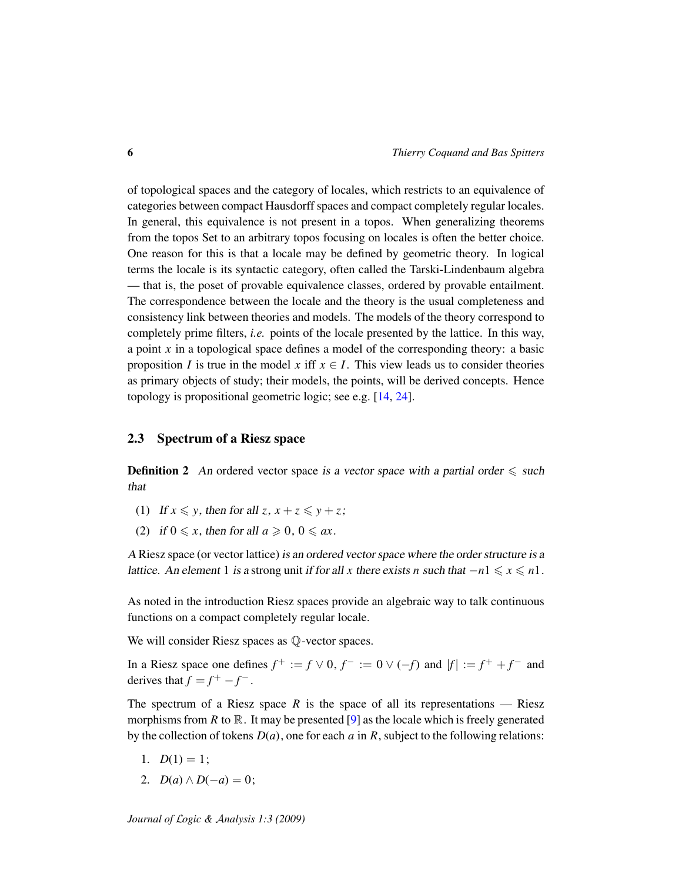of topological spaces and the category of locales, which restricts to an equivalence of categories between compact Hausdorff spaces and compact completely regular locales. In general, this equivalence is not present in a topos. When generalizing theorems from the topos Set to an arbitrary topos focusing on locales is often the better choice. One reason for this is that a locale may be defined by geometric theory. In logical terms the locale is its syntactic category, often called the Tarski-Lindenbaum algebra — that is, the poset of provable equivalence classes, ordered by provable entailment. The correspondence between the locale and the theory is the usual completeness and consistency link between theories and models. The models of the theory correspond to completely prime filters, *i.e.* points of the locale presented by the lattice. In this way, a point $x$ in a topological space defines a model of the corresponding theory: a basic proposition $I$ is true in the model $x$ iff $x \in I$. This view leads us to consider theories as primary objects of study; their models, the points, will be derived concepts. Hence topology is propositional geometric logic; see e.g. [14, 24].

## 2.3 Spectrum of a Riesz space

**Definition 2** *An* ordered vector space *is a vector space with a partial order $\leqslant$ such that*

(1) *If $x \leqslant y$, then for all $z$, $x + z \leqslant y + z$;*

(2) *if $0 \leqslant x$, then for all $a \geqslant 0$, $0 \leqslant ax$.*

*A* Riesz space (or vector lattice) *is an ordered vector space where the order structure is a lattice. An element* 1 *is a* strong unit *if for all $x$ there exists $n$ such that $-n1 \leqslant x \leqslant n1$.*

As noted in the introduction Riesz spaces provide an algebraic way to talk continuous functions on a compact completely regular locale.

We will consider Riesz spaces as $\mathbb{Q}$-vector spaces.

In a Riesz space one defines $f^+ := f \vee 0$, $f^- := 0 \vee (-f)$ and $|f| := f^+ + f^-$ and derives that $f = f^+ - f^-$.

The spectrum of a Riesz space $R$ is the space of all its representations — Riesz morphisms from $R$ to $\mathbb{R}$. It may be presented [9] as the locale which is freely generated by the collection of tokens $D(a)$, one for each $a$ in $R$, subject to the following relations:

1. $D(1) = 1$;
2. $D(a) \wedge D(-a) = 0$;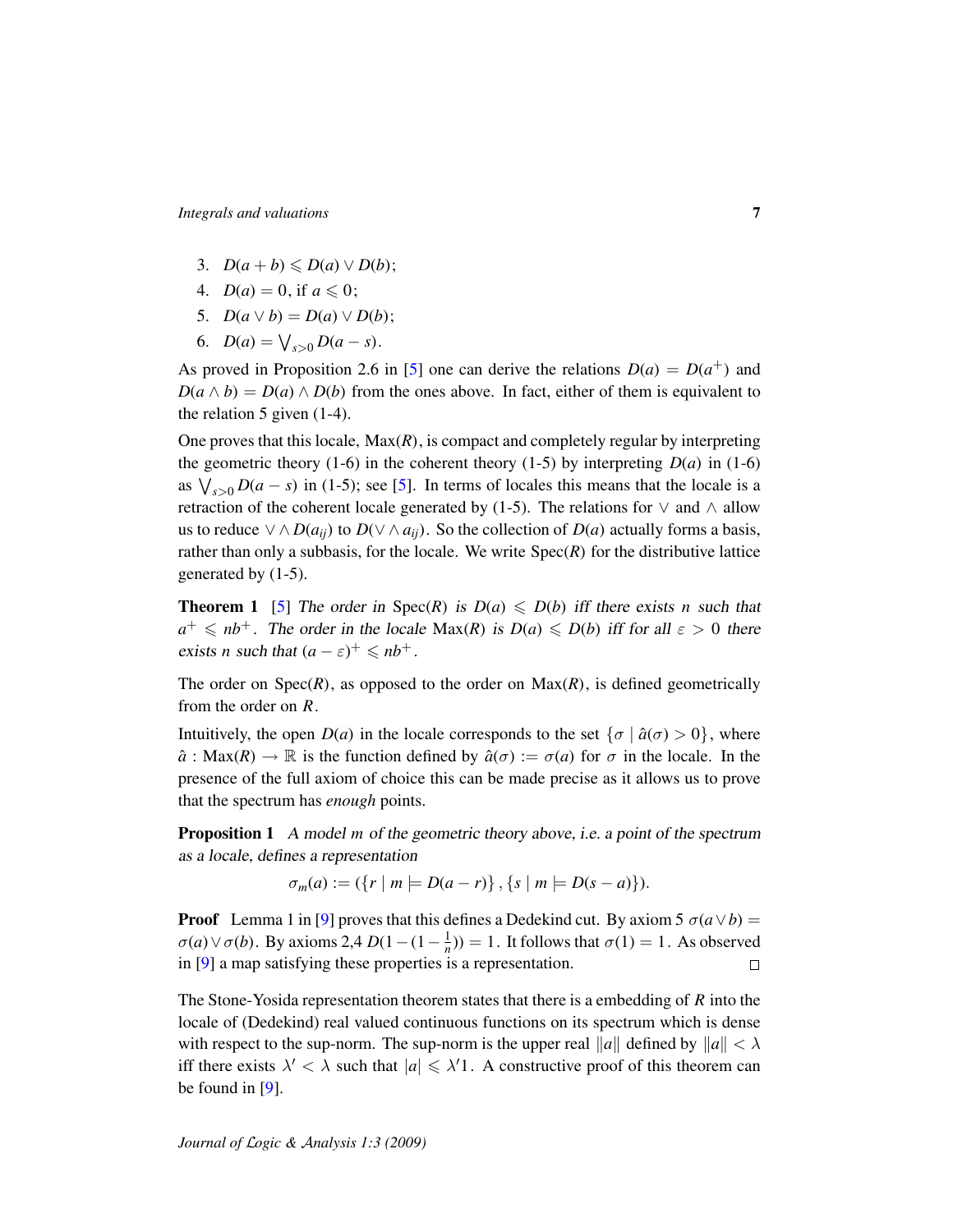3. $D(a+b) \leqslant D(a) \vee D(b)$;
4. $D(a) = 0$, if $a \leqslant 0$;
5. $D(a \vee b) = D(a) \vee D(b)$;
6. $D(a) = \bigvee_{s>0} D(a-s)$.

As proved in Proposition 2.6 in [5] one can derive the relations $D(a) = D(a^+)$ and $D(a \wedge b) = D(a) \wedge D(b)$ from the ones above. In fact, either of them is equivalent to the relation 5 given (1-4).

One proves that this locale, $\mathrm{Max}(R)$, is compact and completely regular by interpreting the geometric theory (1-6) in the coherent theory (1-5) by interpreting $D(a)$ in (1-6) as $\bigvee_{s>0} D(a-s)$ in (1-5); see [5]. In terms of locales this means that the locale is a retraction of the coherent locale generated by (1-5). The relations for $\vee$ and $\wedge$ allow us to reduce $\vee \wedge D(a_{ij})$ to $D(\vee \wedge a_{ij})$. So the collection of $D(a)$ actually forms a basis, rather than only a subbasis, for the locale. We write $\mathrm{Spec}(R)$ for the distributive lattice generated by (1-5).

**Theorem 1** [5] *The order in* $\mathrm{Spec}(R)$ *is* $D(a) \leqslant D(b)$ *iff there exists* $n$ *such that* $a^+ \leqslant nb^+$. *The order in the locale* $\mathrm{Max}(R)$ *is* $D(a) \leqslant D(b)$ *iff for all* $\varepsilon > 0$ *there exists* $n$ *such that* $(a-\varepsilon)^+ \leqslant nb^+$.

The order on $\mathrm{Spec}(R)$, as opposed to the order on $\mathrm{Max}(R)$, is defined geometrically from the order on $R$.

Intuitively, the open $D(a)$ in the locale corresponds to the set $\{\sigma \mid \hat{a}(\sigma) > 0\}$, where $\hat{a} : \mathrm{Max}(R) \to \mathbb{R}$ is the function defined by $\hat{a}(\sigma) := \sigma(a)$ for $\sigma$ in the locale. In the presence of the full axiom of choice this can be made precise as it allows us to prove that the spectrum has *enough* points.

**Proposition 1** *A model* $m$ *of the geometric theory above, i.e. a point of the spectrum as a locale, defines a representation*

$$\sigma_m(a) := (\{r \mid m \models D(a-r)\}, \{s \mid m \models D(s-a)\}).$$

**Proof** Lemma 1 in [9] proves that this defines a Dedekind cut. By axiom 5 $\sigma(a \vee b) = \sigma(a) \vee \sigma(b)$. By axioms 2,4 $D(1-(1-\frac{1}{n})) = 1$. It follows that $\sigma(1) = 1$. As observed in [9] a map satisfying these properties is a representation. $\square$

The Stone-Yosida representation theorem states that there is a embedding of $R$ into the locale of (Dedekind) real valued continuous functions on its spectrum which is dense with respect to the sup-norm. The sup-norm is the upper real $\|a\|$ defined by $\|a\| < \lambda$ iff there exists $\lambda' < \lambda$ such that $|a| \leqslant \lambda' 1$. A constructive proof of this theorem can be found in [9].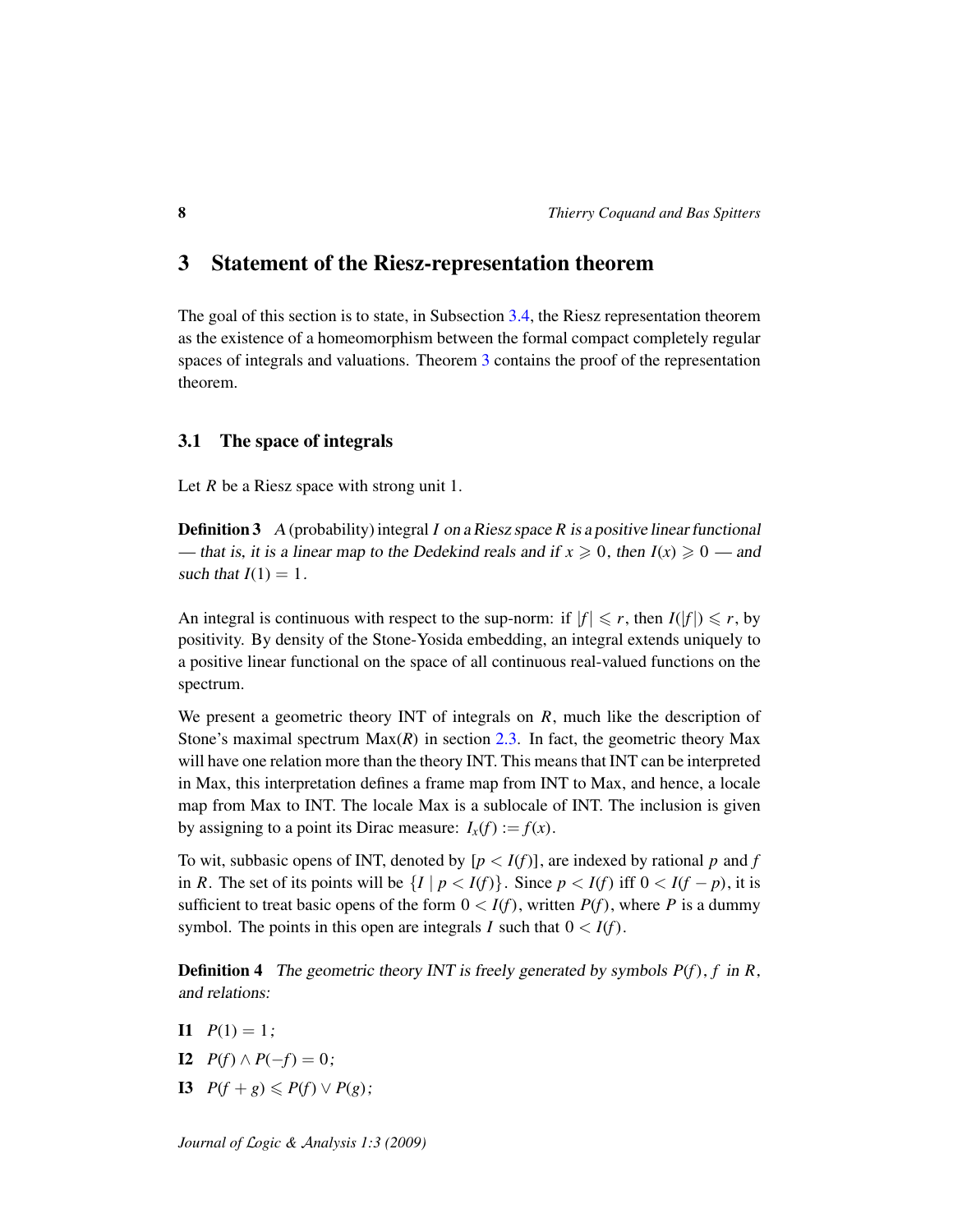## 3 Statement of the Riesz-representation theorem

The goal of this section is to state, in Subsection 3.4, the Riesz representation theorem as the existence of a homeomorphism between the formal compact completely regular spaces of integrals and valuations. Theorem 3 contains the proof of the representation theorem.

### 3.1 The space of integrals

Let $R$ be a Riesz space with strong unit 1.

**Definition 3** *A (probability) integral $I$ on a Riesz space $R$ is a positive linear functional — that is, it is a linear map to the Dedekind reals and if $x \geqslant 0$, then $I(x) \geqslant 0$ — and such that $I(1) = 1$.*

An integral is continuous with respect to the sup-norm: if $|f| \leqslant r$, then $I(|f|) \leqslant r$, by positivity. By density of the Stone-Yosida embedding, an integral extends uniquely to a positive linear functional on the space of all continuous real-valued functions on the spectrum.

We present a geometric theory INT of integrals on $R$, much like the description of Stone's maximal spectrum Max($R$) in section 2.3. In fact, the geometric theory Max will have one relation more than the theory INT. This means that INT can be interpreted in Max, this interpretation defines a frame map from INT to Max, and hence, a locale map from Max to INT. The locale Max is a sublocale of INT. The inclusion is given by assigning to a point its Dirac measure: $I_x(f) := f(x)$.

To wit, subbasic opens of INT, denoted by $[p < I(f)]$, are indexed by rational $p$ and $f$ in $R$. The set of its points will be $\{I \mid p < I(f)\}$. Since $p < I(f)$ iff $0 < I(f - p)$, it is sufficient to treat basic opens of the form $0 < I(f)$, written $P(f)$, where $P$ is a dummy symbol. The points in this open are integrals $I$ such that $0 < I(f)$.

**Definition 4** *The geometric theory INT is freely generated by symbols $P(f)$, $f$ in $R$, and relations:*

**I1** $P(1) = 1$;

**I2** $P(f) \wedge P(-f) = 0$;

**I3** $P(f + g) \leqslant P(f) \vee P(g)$;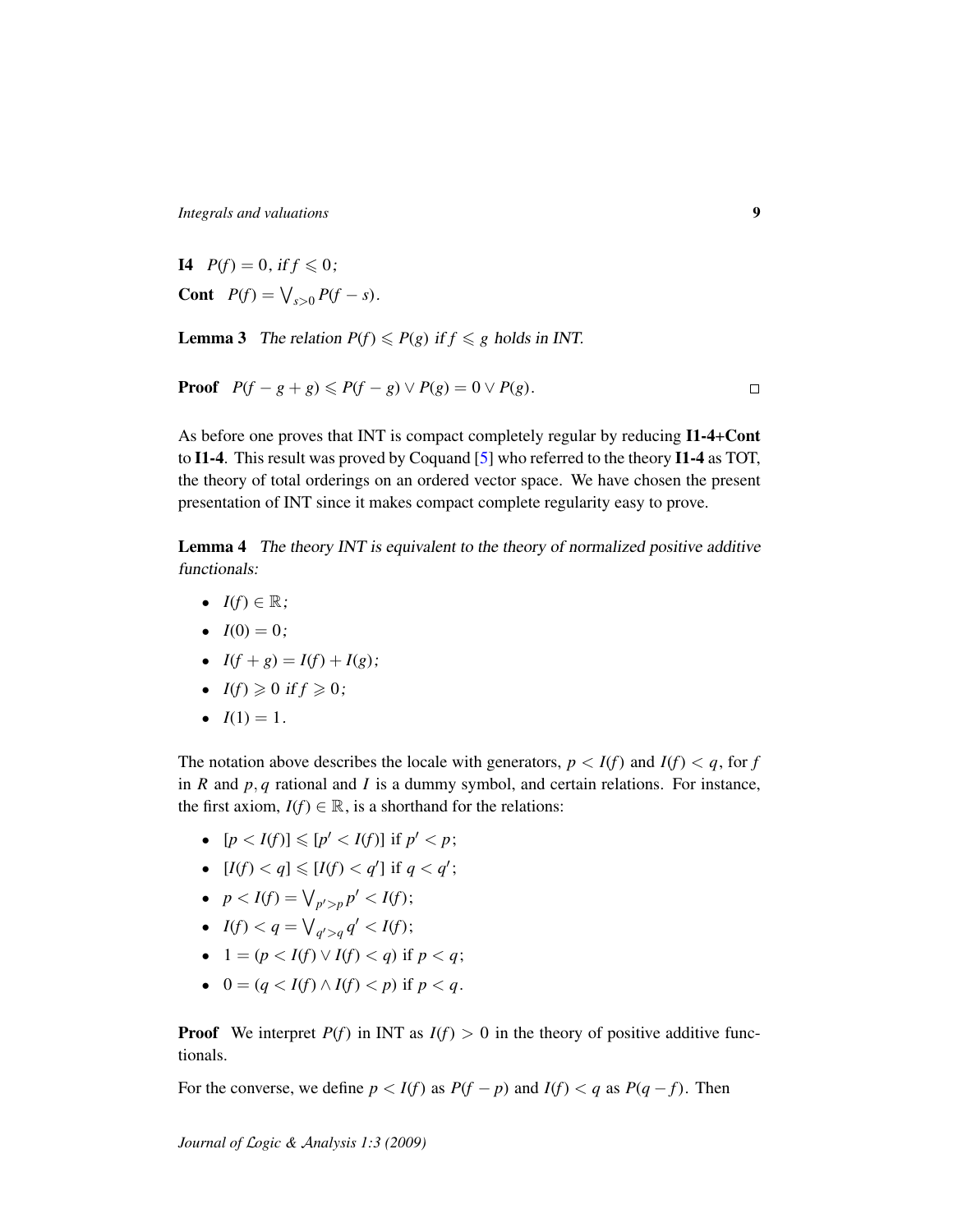**I4** $P(f) = 0$, if $f \leqslant 0$;

**Cont** $P(f) = \bigvee_{s>0} P(f - s)$.

**Lemma 3** *The relation $P(f) \leqslant P(g)$ if $f \leqslant g$ holds in INT.*

**Proof** $P(f - g + g) \leqslant P(f - g) \vee P(g) = 0 \vee P(g)$. □

As before one proves that INT is compact completely regular by reducing **I1-4+Cont** to **I1-4**. This result was proved by Coquand [5] who referred to the theory **I1-4** as TOT, the theory of total orderings on an ordered vector space. We have chosen the present presentation of INT since it makes compact complete regularity easy to prove.

**Lemma 4** *The theory INT is equivalent to the theory of normalized positive additive functionals:*

- $I(f) \in \mathbb{R}$;
- $I(0) = 0$;
- $I(f + g) = I(f) + I(g)$;
- $I(f) \geqslant 0$ if $f \geqslant 0$;
- $I(1) = 1$.

The notation above describes the locale with generators, $p < I(f)$ and $I(f) < q$, for $f$ in $R$ and $p, q$ rational and $I$ is a dummy symbol, and certain relations. For instance, the first axiom, $I(f) \in \mathbb{R}$, is a shorthand for the relations:

- $[p < I(f)] \leqslant [p' < I(f)]$ if $p' < p$;
- $[I(f) < q] \leqslant [I(f) < q']$ if $q < q'$;
- $p < I(f) = \bigvee_{p' > p} p' < I(f)$;
- $I(f) < q = \bigvee_{q' > q} q' < I(f)$;
- $1 = (p < I(f) \vee I(f) < q)$ if $p < q$;
- $0 = (q < I(f) \wedge I(f) < p)$ if $p < q$.

**Proof** We interpret $P(f)$ in INT as $I(f) > 0$ in the theory of positive additive functionals.

For the converse, we define $p < I(f)$ as $P(f - p)$ and $I(f) < q$ as $P(q - f)$. Then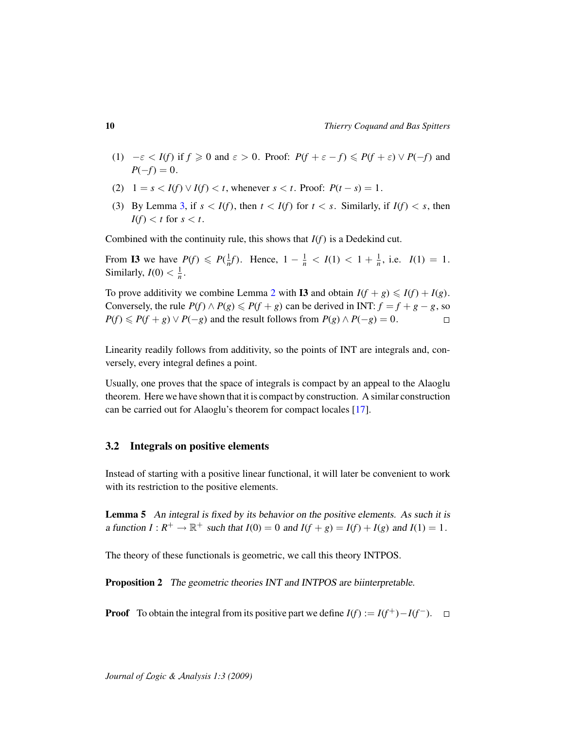(1) $-\varepsilon < I(f)$ if $f \geqslant 0$ and $\varepsilon > 0$. Proof: $P(f + \varepsilon - f) \leqslant P(f + \varepsilon) \vee P(-f)$ and $P(-f) = 0$.

(2) $1 = s < I(f) \vee I(f) < t$, whenever $s < t$. Proof: $P(t - s) = 1$.

(3) By Lemma 3, if $s < I(f)$, then $t < I(f)$ for $t < s$. Similarly, if $I(f) < s$, then $I(f) < t$ for $s < t$.

Combined with the continuity rule, this shows that $I(f)$ is a Dedekind cut.

From **I3** we have $P(f) \leqslant P(\frac{1}{n}f)$. Hence, $1 - \frac{1}{n} < I(1) < 1 + \frac{1}{n}$, i.e. $I(1) = 1$. Similarly, $I(0) < \frac{1}{n}$.

To prove additivity we combine Lemma 2 with **I3** and obtain $I(f + g) \leqslant I(f) + I(g)$. Conversely, the rule $P(f) \wedge P(g) \leqslant P(f + g)$ can be derived in INT: $f = f + g - g$, so $P(f) \leqslant P(f + g) \vee P(-g)$ and the result follows from $P(g) \wedge P(-g) = 0$. □

Linearity readily follows from additivity, so the points of INT are integrals and, conversely, every integral defines a point.

Usually, one proves that the space of integrals is compact by an appeal to the Alaoglu theorem. Here we have shown that it is compact by construction. A similar construction can be carried out for Alaoglu's theorem for compact locales [17].

## 3.2 Integrals on positive elements

Instead of starting with a positive linear functional, it will later be convenient to work with its restriction to the positive elements.

**Lemma 5** *An integral is fixed by its behavior on the positive elements. As such it is a function $I : R^+ \to \mathbb{R}^+$ such that $I(0) = 0$ and $I(f + g) = I(f) + I(g)$ and $I(1) = 1$.*

The theory of these functionals is geometric, we call this theory INTPOS.

**Proposition 2** *The geometric theories INT and INTPOS are biinterpretable.*

**Proof** To obtain the integral from its positive part we define $I(f) := I(f^+) - I(f^-)$. □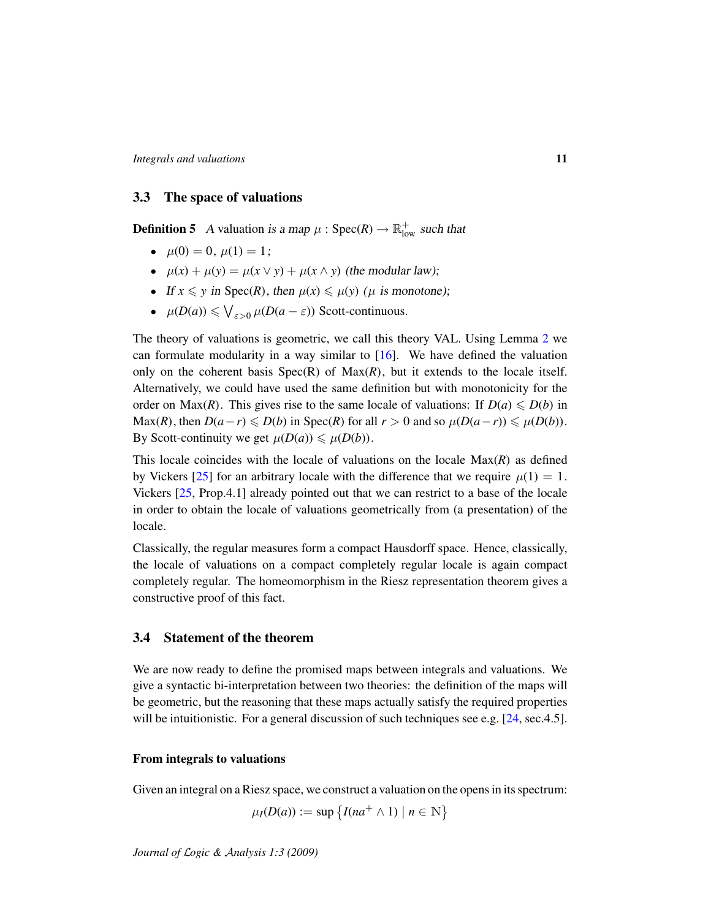### 3.3 The space of valuations

**Definition 5** *A* valuation *is a map* $\mu : \mathrm{Spec}(R) \to \mathbb{R}^+_{\mathrm{low}}$ *such that*

- $\mu(0) = 0$, $\mu(1) = 1$*;*
- $\mu(x) + \mu(y) = \mu(x \vee y) + \mu(x \wedge y)$ *(the modular law);*
- *If* $x \leqslant y$ *in* $\mathrm{Spec}(R)$*, then* $\mu(x) \leqslant \mu(y)$ *(*$\mu$ *is monotone);*
- $\mu(D(a)) \leqslant \bigvee_{\varepsilon > 0} \mu(D(a - \varepsilon))$ Scott-continuous.

The theory of valuations is geometric, we call this theory VAL. Using Lemma 2 we can formulate modularity in a way similar to [16]. We have defined the valuation only on the coherent basis Spec(R) of $\mathrm{Max}(R)$, but it extends to the locale itself. Alternatively, we could have used the same definition but with monotonicity for the order on $\mathrm{Max}(R)$. This gives rise to the same locale of valuations: If $D(a) \leqslant D(b)$ in $\mathrm{Max}(R)$, then $D(a-r) \leqslant D(b)$ in $\mathrm{Spec}(R)$ for all $r > 0$ and so $\mu(D(a-r)) \leqslant \mu(D(b))$. By Scott-continuity we get $\mu(D(a)) \leqslant \mu(D(b))$.

This locale coincides with the locale of valuations on the locale $\mathrm{Max}(R)$ as defined by Vickers [25] for an arbitrary locale with the difference that we require $\mu(1) = 1$. Vickers [25, Prop.4.1] already pointed out that we can restrict to a base of the locale in order to obtain the locale of valuations geometrically from (a presentation) of the locale.

Classically, the regular measures form a compact Hausdorff space. Hence, classically, the locale of valuations on a compact completely regular locale is again compact completely regular. The homeomorphism in the Riesz representation theorem gives a constructive proof of this fact.

### 3.4 Statement of the theorem

We are now ready to define the promised maps between integrals and valuations. We give a syntactic bi-interpretation between two theories: the definition of the maps will be geometric, but the reasoning that these maps actually satisfy the required properties will be intuitionistic. For a general discussion of such techniques see e.g. [24, sec.4.5].

#### From integrals to valuations

Given an integral on a Riesz space, we construct a valuation on the opens in its spectrum:

$$\mu_I(D(a)) := \sup \left\{ I(na^+ \wedge 1) \mid n \in \mathbb{N} \right\}$$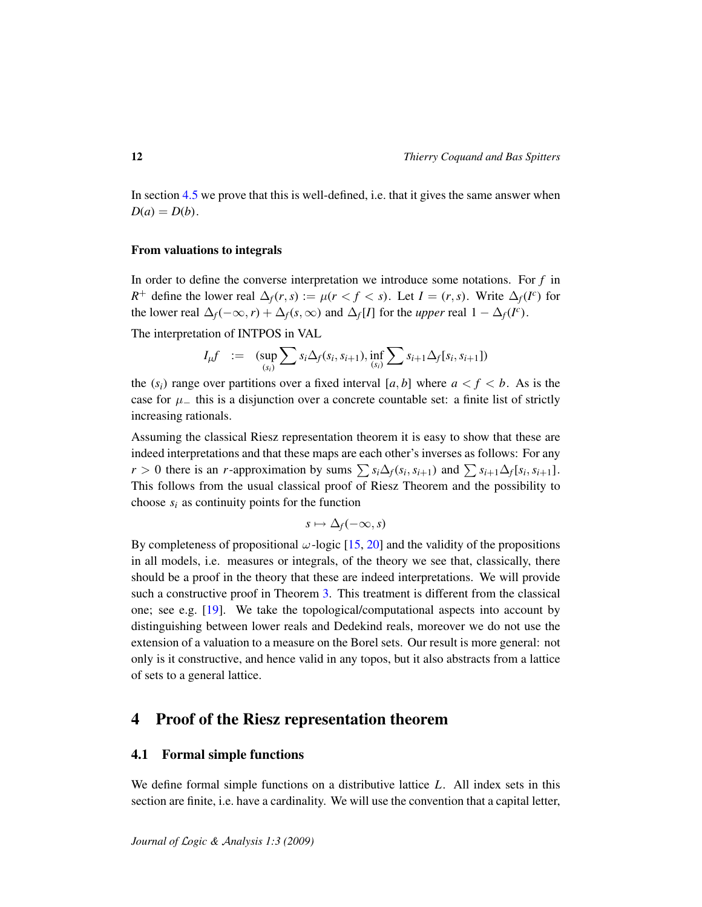In section 4.5 we prove that this is well-defined, i.e. that it gives the same answer when $D(a) = D(b)$.

**From valuations to integrals**

In order to define the converse interpretation we introduce some notations. For $f$ in $R^+$ define the lower real $\Delta_f(r,s) := \mu(r < f < s)$. Let $I = (r,s)$. Write $\Delta_f(I^c)$ for the lower real $\Delta_f(-\infty, r) + \Delta_f(s, \infty)$ and $\Delta_f[I]$ for the *upper* real $1 - \Delta_f(I^c)$.

The interpretation of INTPOS in VAL

$$I_\mu f \quad := \quad (\sup_{(s_i)} \sum s_i \Delta_f(s_i, s_{i+1}), \inf_{(s_i)} \sum s_{i+1} \Delta_f[s_i, s_{i+1}])$$

the $(s_i)$ range over partitions over a fixed interval $[a,b]$ where $a < f < b$. As is the case for $\mu_-$ this is a disjunction over a concrete countable set: a finite list of strictly increasing rationals.

Assuming the classical Riesz representation theorem it is easy to show that these are indeed interpretations and that these maps are each other's inverses as follows: For any $r > 0$ there is an $r$-approximation by sums $\sum s_i \Delta_f(s_i, s_{i+1})$ and $\sum s_{i+1} \Delta_f[s_i, s_{i+1}]$. This follows from the usual classical proof of Riesz Theorem and the possibility to choose $s_i$ as continuity points for the function

$$s \mapsto \Delta_f(-\infty, s)$$

By completeness of propositional $\omega$-logic [15, 20] and the validity of the propositions in all models, i.e. measures or integrals, of the theory we see that, classically, there should be a proof in the theory that these are indeed interpretations. We will provide such a constructive proof in Theorem 3. This treatment is different from the classical one; see e.g. [19]. We take the topological/computational aspects into account by distinguishing between lower reals and Dedekind reals, moreover we do not use the extension of a valuation to a measure on the Borel sets. Our result is more general: not only is it constructive, and hence valid in any topos, but it also abstracts from a lattice of sets to a general lattice.

## 4 Proof of the Riesz representation theorem

### 4.1 Formal simple functions

We define formal simple functions on a distributive lattice $L$. All index sets in this section are finite, i.e. have a cardinality. We will use the convention that a capital letter,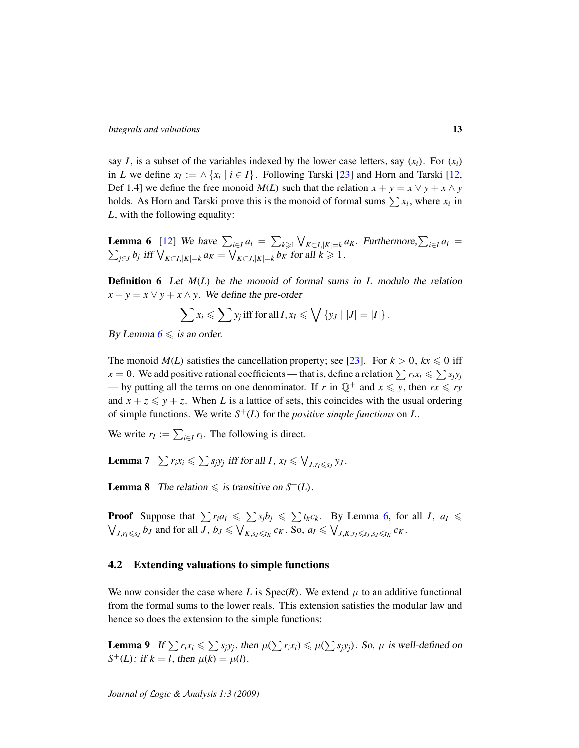say $I$, is a subset of the variables indexed by the lower case letters, say $(x_i)$. For $(x_i)$ in $L$ we define $x_I := \wedge\{x_i \mid i \in I\}$. Following Tarski [23] and Horn and Tarski [12, Def 1.4] we define the free monoid $M(L)$ such that the relation $x + y = x \vee y + x \wedge y$ holds. As Horn and Tarski prove this is the monoid of formal sums $\sum x_i$, where $x_i$ in $L$, with the following equality:

**Lemma 6** [12] *We have* $\sum_{i \in I} a_i = \sum_{k \geqslant 1} \bigvee_{K \subset I, |K|=k} a_K$*. Furthermore,* $\sum_{i \in I} a_i = \sum_{j \in J} b_j$ *iff* $\bigvee_{K \subset I, |K|=k} a_K = \bigvee_{K \subset J, |K|=k} b_K$ *for all* $k \geqslant 1$*.*

**Definition 6** *Let* $M(L)$ *be the monoid of formal sums in* $L$ *modulo the relation* $x + y = x \vee y + x \wedge y$*. We define the pre-order*

$$\sum x_i \leqslant \sum y_j \text{ iff for all } I, x_I \leqslant \bigvee \{y_J \mid |J| = |I|\}.$$

*By Lemma 6* $\leqslant$ *is an order.*

The monoid $M(L)$ satisfies the cancellation property; see [23]. For $k > 0$, $kx \leqslant 0$ iff $x = 0$. We add positive rational coefficients — that is, define a relation $\sum r_i x_i \leqslant \sum s_j y_j$ — by putting all the terms on one denominator. If $r$ in $\mathbb{Q}^+$ and $x \leqslant y$, then $rx \leqslant ry$ and $x + z \leqslant y + z$. When $L$ is a lattice of sets, this coincides with the usual ordering of simple functions. We write $S^+(L)$ for the *positive simple functions* on $L$.

We write $r_I := \sum_{i \in I} r_i$. The following is direct.

**Lemma 7** $\sum r_i x_i \leqslant \sum s_j y_j$ *iff for all* $I$*,* $x_I \leqslant \bigvee_{J, r_I \leqslant s_J} y_J$*.*

**Lemma 8** *The relation* $\leqslant$ *is transitive on* $S^+(L)$*.*

**Proof** Suppose that $\sum r_i a_i \leqslant \sum s_j b_j \leqslant \sum t_k c_k$. By Lemma 6, for all $I$, $a_I \leqslant \bigvee_{J, r_I \leqslant s_J} b_J$ and for all $J$, $b_J \leqslant \bigvee_{K, s_J \leqslant t_K} c_K$. So, $a_I \leqslant \bigvee_{J,K, r_I \leqslant s_J, s_J \leqslant t_K} c_K$. $\square$

## 4.2 Extending valuations to simple functions

We now consider the case where $L$ is $\mathrm{Spec}(R)$. We extend $\mu$ to an additive functional from the formal sums to the lower reals. This extension satisfies the modular law and hence so does the extension to the simple functions:

**Lemma 9** *If* $\sum r_i x_i \leqslant \sum s_j y_j$*, then* $\mu(\sum r_i x_i) \leqslant \mu(\sum s_j y_j)$*. So,* $\mu$ *is well-defined on* $S^+(L)$*: if* $k = l$*, then* $\mu(k) = \mu(l)$*.*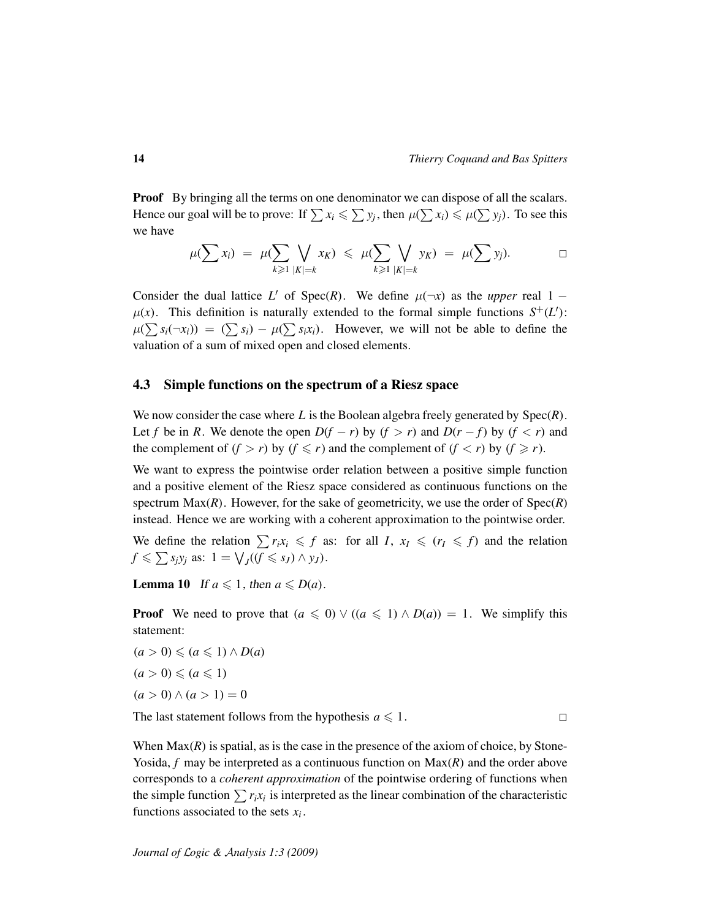**Proof** By bringing all the terms on one denominator we can dispose of all the scalars. Hence our goal will be to prove: If $\sum x_i \leqslant \sum y_j$, then $\mu(\sum x_i) \leqslant \mu(\sum y_j)$. To see this we have

$$\mu(\sum x_i) \;=\; \mu(\sum_{k\geqslant 1} \bigvee_{|K|=k} x_K) \;\leqslant\; \mu(\sum_{k\geqslant 1} \bigvee_{|K|=k} y_K) \;=\; \mu(\sum y_j). \qquad \square$$

Consider the dual lattice $L'$ of $\mathrm{Spec}(R)$. We define $\mu(\neg x)$ as the *upper* real $1 - \mu(x)$. This definition is naturally extended to the formal simple functions $S^+(L')$: $\mu(\sum s_i(\neg x_i)) = (\sum s_i) - \mu(\sum s_i x_i)$. However, we will not be able to define the valuation of a sum of mixed open and closed elements.

### 4.3 Simple functions on the spectrum of a Riesz space

We now consider the case where $L$ is the Boolean algebra freely generated by $\mathrm{Spec}(R)$. Let $f$ be in $R$. We denote the open $D(f-r)$ by $(f > r)$ and $D(r-f)$ by $(f < r)$ and the complement of $(f > r)$ by $(f \leqslant r)$ and the complement of $(f < r)$ by $(f \geqslant r)$.

We want to express the pointwise order relation between a positive simple function and a positive element of the Riesz space considered as continuous functions on the spectrum $\mathrm{Max}(R)$. However, for the sake of geometricity, we use the order of $\mathrm{Spec}(R)$ instead. Hence we are working with a coherent approximation to the pointwise order.

We define the relation $\sum r_i x_i \leqslant f$ as: for all $I$, $x_I \leqslant (r_I \leqslant f)$ and the relation $f \leqslant \sum s_j y_j$ as: $1 = \bigvee_J ((f \leqslant s_J) \wedge y_J)$.

**Lemma 10** *If $a \leqslant 1$, then $a \leqslant D(a)$.*

**Proof** We need to prove that $(a \leqslant 0) \vee ((a \leqslant 1) \wedge D(a)) = 1$. We simplify this statement:

$(a > 0) \leqslant (a \leqslant 1) \wedge D(a)$

$(a > 0) \leqslant (a \leqslant 1)$

$(a > 0) \wedge (a > 1) = 0$

The last statement follows from the hypothesis $a \leqslant 1$. $\square$

When $\mathrm{Max}(R)$ is spatial, as is the case in the presence of the axiom of choice, by Stone-Yosida, $f$ may be interpreted as a continuous function on $\mathrm{Max}(R)$ and the order above corresponds to a *coherent approximation* of the pointwise ordering of functions when the simple function $\sum r_i x_i$ is interpreted as the linear combination of the characteristic functions associated to the sets $x_i$.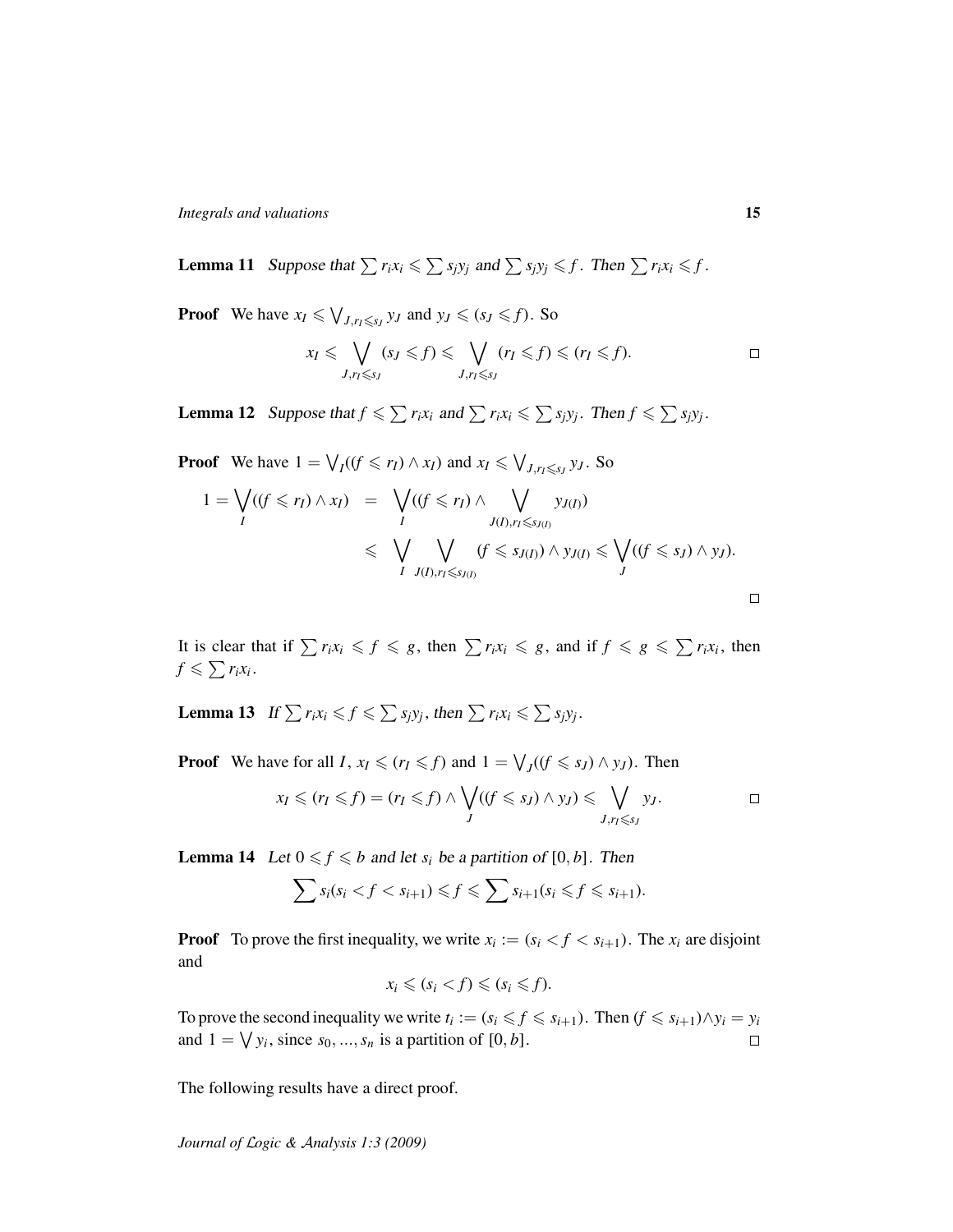**Lemma 11** *Suppose that* $\sum r_i x_i \leqslant \sum s_j y_j$ *and* $\sum s_j y_j \leqslant f$. *Then* $\sum r_i x_i \leqslant f$.

**Proof** We have $x_I \leqslant \bigvee_{J, r_I \leqslant s_J} y_J$ and $y_J \leqslant (s_J \leqslant f)$. So

$$x_I \leqslant \bigvee_{J, r_I \leqslant s_J} (s_J \leqslant f) \leqslant \bigvee_{J, r_I \leqslant s_J} (r_I \leqslant f) \leqslant (r_I \leqslant f).$$

□

**Lemma 12** *Suppose that* $f \leqslant \sum r_i x_i$ *and* $\sum r_i x_i \leqslant \sum s_j y_j$. *Then* $f \leqslant \sum s_j y_j$.

**Proof** We have $1 = \bigvee_I ((f \leqslant r_I) \wedge x_I)$ and $x_I \leqslant \bigvee_{J, r_I \leqslant s_J} y_J$. So

$$\begin{aligned} 1 = \bigvee_I ((f \leqslant r_I) \wedge x_I) &= \bigvee_I ((f \leqslant r_I) \wedge \bigvee_{J(I), r_I \leqslant s_{J(I)}} y_{J(I)}) \\ &\leqslant \bigvee_I \bigvee_{J(I), r_I \leqslant s_{J(I)}} (f \leqslant s_{J(I)}) \wedge y_{J(I)} \leqslant \bigvee_J ((f \leqslant s_J) \wedge y_J). \end{aligned}$$

□

It is clear that if $\sum r_i x_i \leqslant f \leqslant g$, then $\sum r_i x_i \leqslant g$, and if $f \leqslant g \leqslant \sum r_i x_i$, then $f \leqslant \sum r_i x_i$.

**Lemma 13** *If* $\sum r_i x_i \leqslant f \leqslant \sum s_j y_j$, *then* $\sum r_i x_i \leqslant \sum s_j y_j$.

**Proof** We have for all $I$, $x_I \leqslant (r_I \leqslant f)$ and $1 = \bigvee_J ((f \leqslant s_J) \wedge y_J)$. Then

$$x_I \leqslant (r_I \leqslant f) = (r_I \leqslant f) \wedge \bigvee_J ((f \leqslant s_J) \wedge y_J) \leqslant \bigvee_{J, r_I \leqslant s_J} y_J.$$

□

**Lemma 14** *Let* $0 \leqslant f \leqslant b$ *and let* $s_i$ *be a partition of* $[0, b]$. *Then*

$$\sum s_i (s_i < f < s_{i+1}) \leqslant f \leqslant \sum s_{i+1} (s_i \leqslant f \leqslant s_{i+1}).$$

**Proof** To prove the first inequality, we write $x_i := (s_i < f < s_{i+1})$. The $x_i$ are disjoint and

$$x_i \leqslant (s_i < f) \leqslant (s_i \leqslant f).$$

To prove the second inequality we write $t_i := (s_i \leqslant f \leqslant s_{i+1})$. Then $(f \leqslant s_{i+1}) \wedge y_i = y_i$ and $1 = \bigvee y_i$, since $s_0, ..., s_n$ is a partition of $[0, b]$. □

The following results have a direct proof.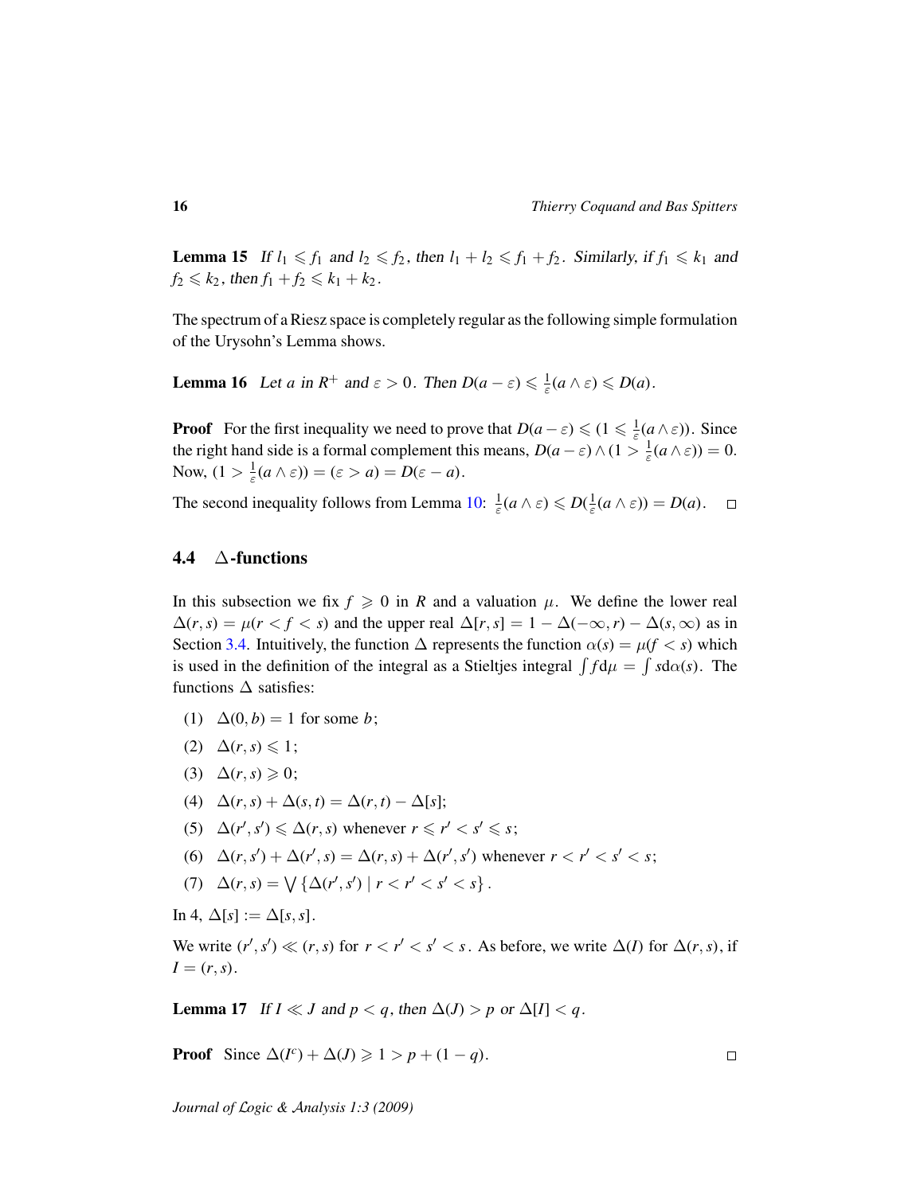**Lemma 15** *If $l_1 \leqslant f_1$ and $l_2 \leqslant f_2$, then $l_1 + l_2 \leqslant f_1 + f_2$. Similarly, if $f_1 \leqslant k_1$ and $f_2 \leqslant k_2$, then $f_1 + f_2 \leqslant k_1 + k_2$.*

The spectrum of a Riesz space is completely regular as the following simple formulation of the Urysohn's Lemma shows.

**Lemma 16** *Let $a$ in $R^+$ and $\varepsilon > 0$. Then $D(a - \varepsilon) \leqslant \frac{1}{\varepsilon}(a \wedge \varepsilon) \leqslant D(a)$.*

**Proof** For the first inequality we need to prove that $D(a - \varepsilon) \leqslant (1 \leqslant \frac{1}{\varepsilon}(a \wedge \varepsilon))$. Since the right hand side is a formal complement this means, $D(a - \varepsilon) \wedge (1 > \frac{1}{\varepsilon}(a \wedge \varepsilon)) = 0$. Now, $(1 > \frac{1}{\varepsilon}(a \wedge \varepsilon)) = (\varepsilon > a) = D(\varepsilon - a)$.

The second inequality follows from Lemma 10: $\frac{1}{\varepsilon}(a \wedge \varepsilon) \leqslant D(\frac{1}{\varepsilon}(a \wedge \varepsilon)) = D(a)$. □

## 4.4 $\Delta$-functions

In this subsection we fix $f \geqslant 0$ in $R$ and a valuation $\mu$. We define the lower real $\Delta(r, s) = \mu(r < f < s)$ and the upper real $\Delta[r, s] = 1 - \Delta(-\infty, r) - \Delta(s, \infty)$ as in Section 3.4. Intuitively, the function $\Delta$ represents the function $\alpha(s) = \mu(f < s)$ which is used in the definition of the integral as a Stieltjes integral $\int f \mathrm{d}\mu = \int s \mathrm{d}\alpha(s)$. The functions $\Delta$ satisfies:

(1) $\Delta(0, b) = 1$ for some $b$;

(2) $\Delta(r, s) \leqslant 1$;

(3) $\Delta(r, s) \geqslant 0$;

(4) $\Delta(r, s) + \Delta(s, t) = \Delta(r, t) - \Delta[s]$;

(5) $\Delta(r', s') \leqslant \Delta(r, s)$ whenever $r \leqslant r' < s' \leqslant s$;

(6) $\Delta(r, s') + \Delta(r', s) = \Delta(r, s) + \Delta(r', s')$ whenever $r < r' < s' < s$;

(7) $\Delta(r, s) = \bigvee \{\Delta(r', s') \mid r < r' < s' < s\}$.

In 4, $\Delta[s] := \Delta[s, s]$.

We write $(r', s') \ll (r, s)$ for $r < r' < s' < s$. As before, we write $\Delta(I)$ for $\Delta(r, s)$, if $I = (r, s)$.

**Lemma 17** *If $I \ll J$ and $p < q$, then $\Delta(J) > p$ or $\Delta[I] < q$.*

**Proof** Since $\Delta(I^c) + \Delta(J) \geqslant 1 > p + (1 - q)$. □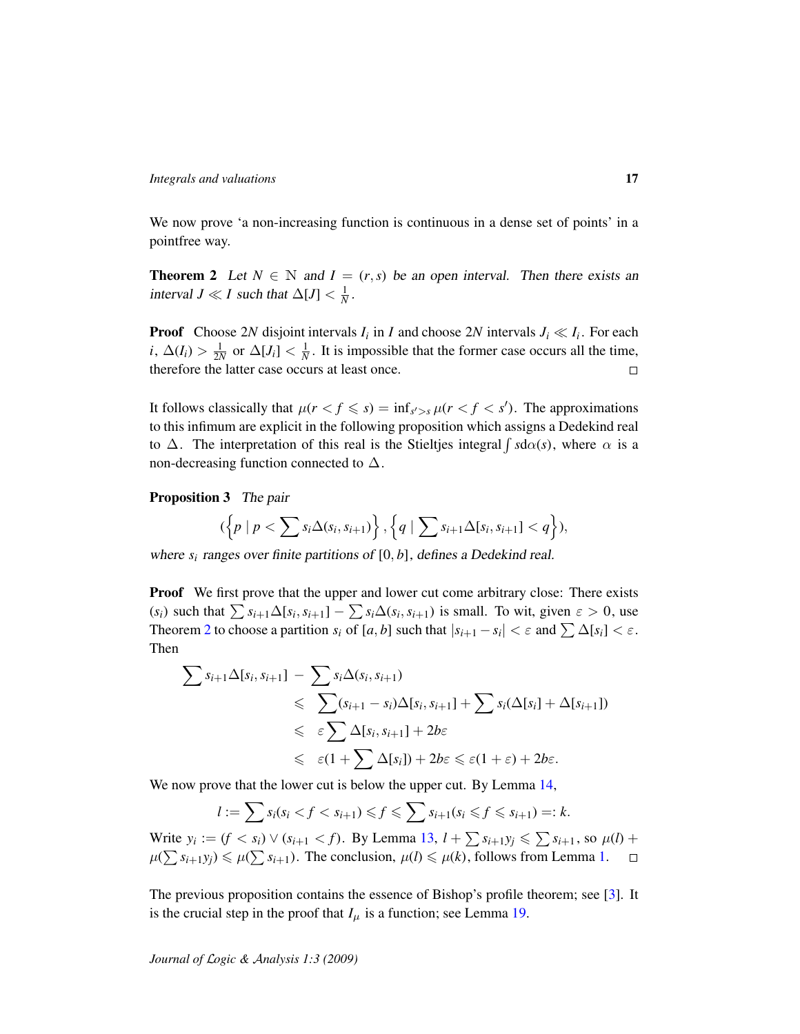We now prove 'a non-increasing function is continuous in a dense set of points' in a pointfree way.

**Theorem 2** *Let $N \in \mathbb{N}$ and $I = (r, s)$ be an open interval. Then there exists an interval $J \ll I$ such that $\Delta[J] < \frac{1}{N}$.*

**Proof** Choose $2N$ disjoint intervals $I_i$ in $I$ and choose $2N$ intervals $J_i \ll I_i$. For each $i$, $\Delta(I_i) > \frac{1}{2N}$ or $\Delta[J_i] < \frac{1}{N}$. It is impossible that the former case occurs all the time, therefore the latter case occurs at least once. $\square$

It follows classically that $\mu(r < f \leqslant s) = \inf_{s' > s} \mu(r < f < s')$. The approximations to this infimum are explicit in the following proposition which assigns a Dedekind real to $\Delta$. The interpretation of this real is the Stieltjes integral $\int s \mathrm{d}\alpha(s)$, where $\alpha$ is a non-decreasing function connected to $\Delta$.

**Proposition 3** *The pair*

$$(\left\{p \mid p < \sum s_i \Delta(s_i, s_{i+1})\right\}, \left\{q \mid \sum s_{i+1} \Delta[s_i, s_{i+1}] < q\right\}),$$

*where $s_i$ ranges over finite partitions of $[0, b]$, defines a Dedekind real.*

**Proof** We first prove that the upper and lower cut come arbitrary close: There exists $(s_i)$ such that $\sum s_{i+1} \Delta[s_i, s_{i+1}] - \sum s_i \Delta(s_i, s_{i+1})$ is small. To wit, given $\varepsilon > 0$, use Theorem 2 to choose a partition $s_i$ of $[a, b]$ such that $|s_{i+1} - s_i| < \varepsilon$ and $\sum \Delta[s_i] < \varepsilon$. Then

$$\begin{aligned}
\sum s_{i+1} \Delta[s_i, s_{i+1}] \ - \ \sum s_i \Delta(s_i, s_{i+1}) & \\
\leqslant \ & \sum (s_{i+1} - s_i) \Delta[s_i, s_{i+1}] + \sum s_i (\Delta[s_i] + \Delta[s_{i+1}]) \\
\leqslant \ & \varepsilon \sum \Delta[s_i, s_{i+1}] + 2b\varepsilon \\
\leqslant \ & \varepsilon (1 + \sum \Delta[s_i]) + 2b\varepsilon \leqslant \varepsilon(1 + \varepsilon) + 2b\varepsilon.
\end{aligned}$$

We now prove that the lower cut is below the upper cut. By Lemma 14,

$$l := \sum s_i (s_i < f < s_{i+1}) \leqslant f \leqslant \sum s_{i+1} (s_i \leqslant f \leqslant s_{i+1}) =: k.$$

Write $y_i := (f < s_i) \vee (s_{i+1} < f)$. By Lemma 13, $l + \sum s_{i+1} y_j \leqslant \sum s_{i+1}$, so $\mu(l) + \mu(\sum s_{i+1} y_j) \leqslant \mu(\sum s_{i+1})$. The conclusion, $\mu(l) \leqslant \mu(k)$, follows from Lemma 1. $\square$

The previous proposition contains the essence of Bishop's profile theorem; see [3]. It is the crucial step in the proof that $I_\mu$ is a function; see Lemma 19.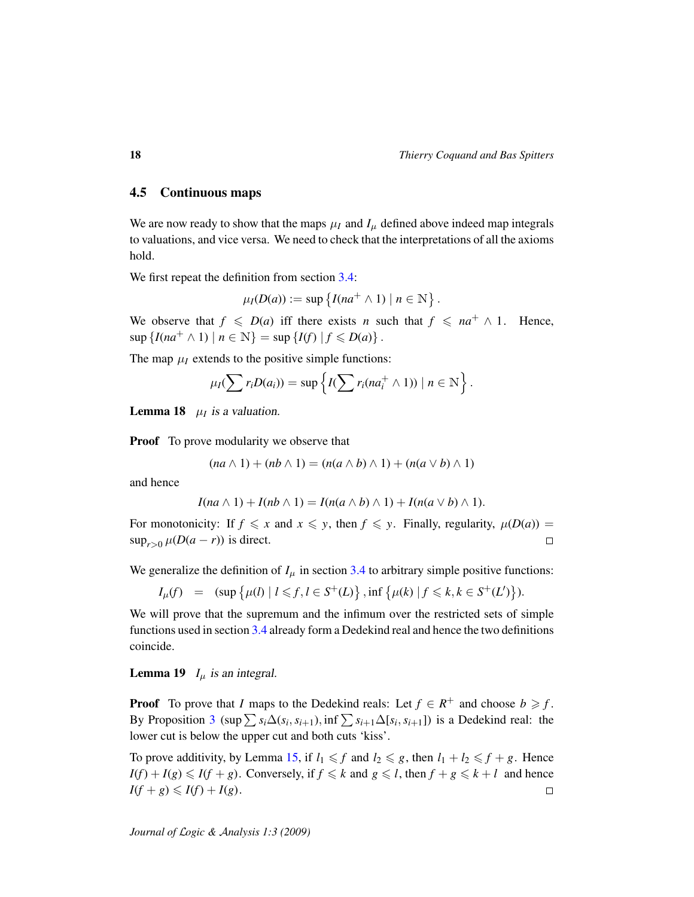### 4.5 Continuous maps

We are now ready to show that the maps $\mu_I$ and $I_\mu$ defined above indeed map integrals to valuations, and vice versa. We need to check that the interpretations of all the axioms hold.

We first repeat the definition from section 3.4:

$$\mu_I(D(a)) := \sup\left\{I(na^+ \wedge 1) \mid n \in \mathbb{N}\right\}.$$

We observe that $f \leqslant D(a)$ iff there exists $n$ such that $f \leqslant na^+ \wedge 1$. Hence, $\sup\left\{I(na^+ \wedge 1) \mid n \in \mathbb{N}\right\} = \sup\left\{I(f) \mid f \leqslant D(a)\right\}$.

The map $\mu_I$ extends to the positive simple functions:

$$\mu_I(\sum r_i D(a_i)) = \sup\left\{I(\sum r_i(na_i^+ \wedge 1)) \mid n \in \mathbb{N}\right\}.$$

**Lemma 18** *$\mu_I$ is a valuation.*

**Proof** To prove modularity we observe that

$$(na \wedge 1) + (nb \wedge 1) = (n(a \wedge b) \wedge 1) + (n(a \vee b) \wedge 1)$$

and hence

$$I(na \wedge 1) + I(nb \wedge 1) = I(n(a \wedge b) \wedge 1) + I(n(a \vee b) \wedge 1).$$

For monotonicity: If $f \leqslant x$ and $x \leqslant y$, then $f \leqslant y$. Finally, regularity, $\mu(D(a)) = \sup_{r>0} \mu(D(a-r))$ is direct. □

We generalize the definition of $I_\mu$ in section 3.4 to arbitrary simple positive functions:

$$I_\mu(f) \quad = \quad (\sup\left\{\mu(l) \mid l \leqslant f, l \in S^+(L)\right\}, \inf\left\{\mu(k) \mid f \leqslant k, k \in S^+(L')\right\}).$$

We will prove that the supremum and the infimum over the restricted sets of simple functions used in section 3.4 already form a Dedekind real and hence the two definitions coincide.

**Lemma 19** *$I_\mu$ is an integral.*

**Proof** To prove that $I$ maps to the Dedekind reals: Let $f \in R^+$ and choose $b \geqslant f$. By Proposition 3 $(\sup \sum s_i \Delta(s_i, s_{i+1}), \inf \sum s_{i+1} \Delta[s_i, s_{i+1}])$ is a Dedekind real: the lower cut is below the upper cut and both cuts 'kiss'.

To prove additivity, by Lemma 15, if $l_1 \leqslant f$ and $l_2 \leqslant g$, then $l_1 + l_2 \leqslant f + g$. Hence $I(f) + I(g) \leqslant I(f + g)$. Conversely, if $f \leqslant k$ and $g \leqslant l$, then $f + g \leqslant k + l$ and hence $I(f + g) \leqslant I(f) + I(g)$. □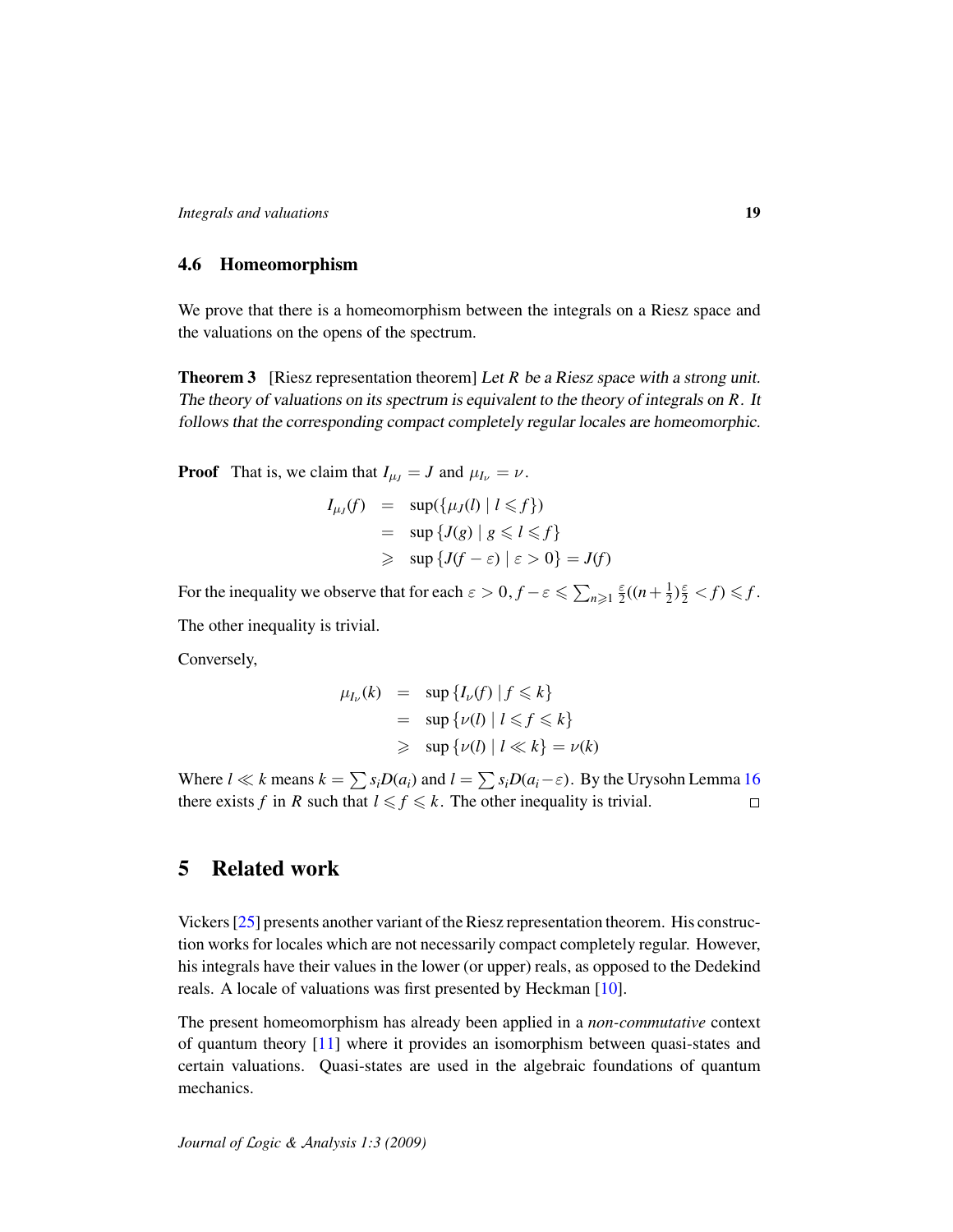### 4.6 Homeomorphism

We prove that there is a homeomorphism between the integrals on a Riesz space and the valuations on the opens of the spectrum.

**Theorem 3** [Riesz representation theorem] *Let $R$ be a Riesz space with a strong unit. The theory of valuations on its spectrum is equivalent to the theory of integrals on $R$. It follows that the corresponding compact completely regular locales are homeomorphic.*

**Proof** That is, we claim that $I_{\mu_J} = J$ and $\mu_{I_\nu} = \nu$.

$$\begin{array}{rcl} I_{\mu_J}(f) & = & \sup(\{\mu_J(l) \mid l \leqslant f\}) \\ & = & \sup\{J(g) \mid g \leqslant l \leqslant f\} \\ & \geqslant & \sup\{J(f-\varepsilon) \mid \varepsilon > 0\} = J(f) \end{array}$$

For the inequality we observe that for each $\varepsilon > 0, f - \varepsilon \leqslant \sum_{n \geqslant 1} \frac{\varepsilon}{2}((n+\frac{1}{2})\frac{\varepsilon}{2} < f) \leqslant f$.

The other inequality is trivial.

Conversely,

$$\begin{array}{rcl} \mu_{I_\nu}(k) & = & \sup\{I_\nu(f) \mid f \leqslant k\} \\ & = & \sup\{\nu(l) \mid l \leqslant f \leqslant k\} \\ & \geqslant & \sup\{\nu(l) \mid l \ll k\} = \nu(k) \end{array}$$

Where $l \ll k$ means $k = \sum s_i D(a_i)$ and $l = \sum s_i D(a_i - \varepsilon)$. By the Urysohn Lemma 16 there exists $f$ in $R$ such that $l \leqslant f \leqslant k$. The other inequality is trivial. □

## 5 Related work

Vickers [25] presents another variant of the Riesz representation theorem. His construction works for locales which are not necessarily compact completely regular. However, his integrals have their values in the lower (or upper) reals, as opposed to the Dedekind reals. A locale of valuations was first presented by Heckman [10].

The present homeomorphism has already been applied in a *non-commutative* context of quantum theory [11] where it provides an isomorphism between quasi-states and certain valuations. Quasi-states are used in the algebraic foundations of quantum mechanics.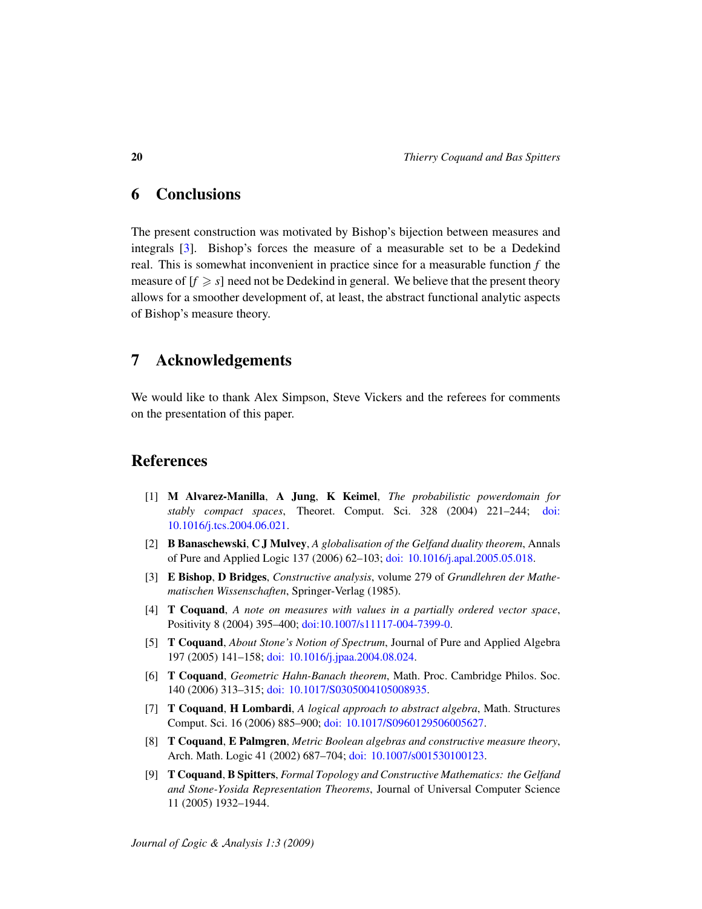## 6 Conclusions

The present construction was motivated by Bishop's bijection between measures and integrals [3]. Bishop's forces the measure of a measurable set to be a Dedekind real. This is somewhat inconvenient in practice since for a measurable function $f$ the measure of $[f \geqslant s]$ need not be Dedekind in general. We believe that the present theory allows for a smoother development of, at least, the abstract functional analytic aspects of Bishop's measure theory.

## 7 Acknowledgements

We would like to thank Alex Simpson, Steve Vickers and the referees for comments on the presentation of this paper.

## References

[1] **M Alvarez-Manilla**, **A Jung**, **K Keimel**, *The probabilistic powerdomain for stably compact spaces*, Theoret. Comput. Sci. 328 (2004) 221–244; doi: 10.1016/j.tcs.2004.06.021.

[2] **B Banaschewski**, **C J Mulvey**, *A globalisation of the Gelfand duality theorem*, Annals of Pure and Applied Logic 137 (2006) 62–103; doi: 10.1016/j.apal.2005.05.018.

[3] **E Bishop**, **D Bridges**, *Constructive analysis*, volume 279 of *Grundlehren der Mathematischen Wissenschaften*, Springer-Verlag (1985).

[4] **T Coquand**, *A note on measures with values in a partially ordered vector space*, Positivity 8 (2004) 395–400; doi:10.1007/s11117-004-7399-0.

[5] **T Coquand**, *About Stone's Notion of Spectrum*, Journal of Pure and Applied Algebra 197 (2005) 141–158; doi: 10.1016/j.jpaa.2004.08.024.

[6] **T Coquand**, *Geometric Hahn-Banach theorem*, Math. Proc. Cambridge Philos. Soc. 140 (2006) 313–315; doi: 10.1017/S0305004105008935.

[7] **T Coquand**, **H Lombardi**, *A logical approach to abstract algebra*, Math. Structures Comput. Sci. 16 (2006) 885–900; doi: 10.1017/S0960129506005627.

[8] **T Coquand**, **E Palmgren**, *Metric Boolean algebras and constructive measure theory*, Arch. Math. Logic 41 (2002) 687–704; doi: 10.1007/s001530100123.

[9] **T Coquand**, **B Spitters**, *Formal Topology and Constructive Mathematics: the Gelfand and Stone-Yosida Representation Theorems*, Journal of Universal Computer Science 11 (2005) 1932–1944.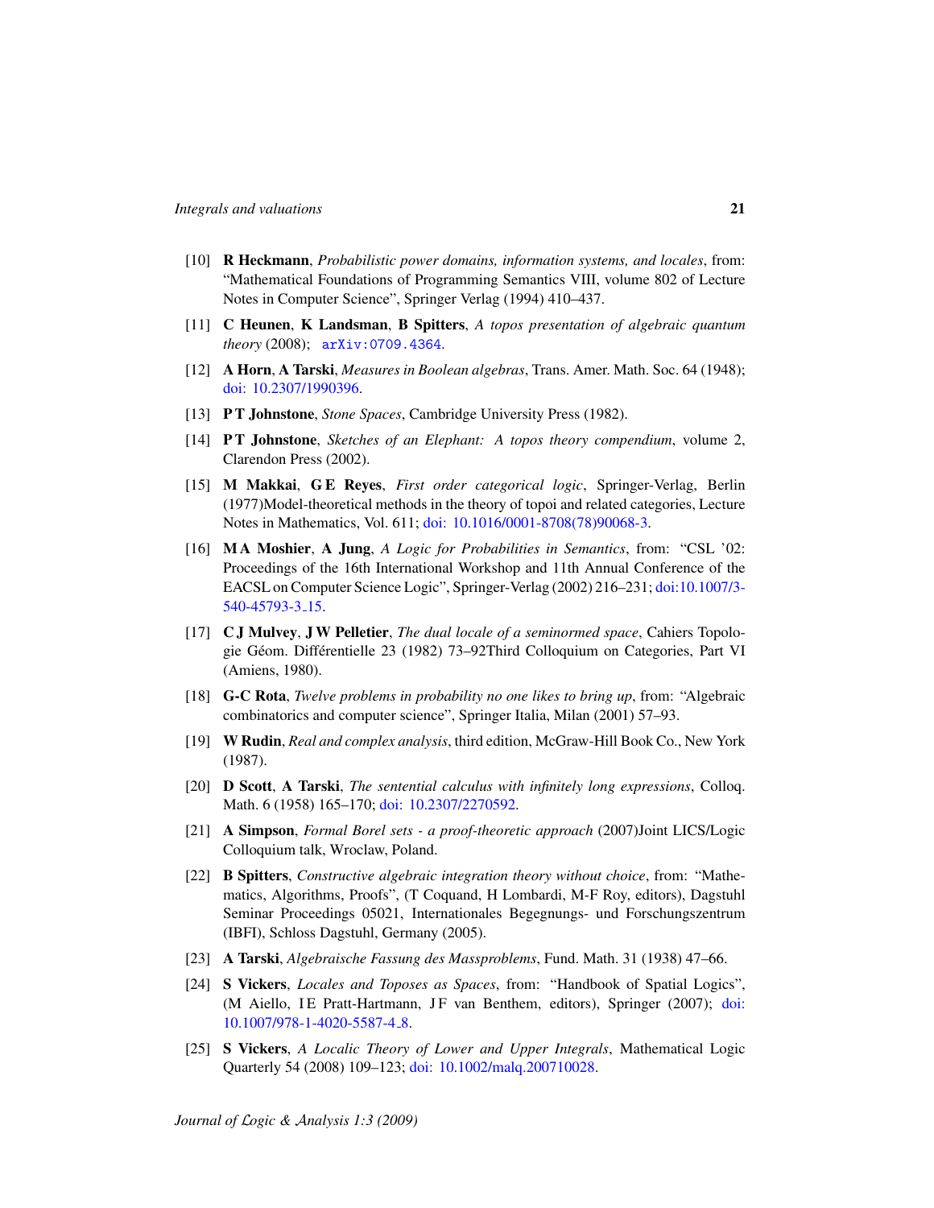- [10] **R Heckmann**, *Probabilistic power domains, information systems, and locales*, from: "Mathematical Foundations of Programming Semantics VIII, volume 802 of Lecture Notes in Computer Science", Springer Verlag (1994) 410–437.
- [11] **C Heunen**, **K Landsman**, **B Spitters**, *A topos presentation of algebraic quantum theory* (2008); arXiv:0709.4364.
- [12] **A Horn**, **A Tarski**, *Measures in Boolean algebras*, Trans. Amer. Math. Soc. 64 (1948); doi: 10.2307/1990396.
- [13] **P T Johnstone**, *Stone Spaces*, Cambridge University Press (1982).
- [14] **P T Johnstone**, *Sketches of an Elephant: A topos theory compendium*, volume 2, Clarendon Press (2002).
- [15] **M Makkai**, **G E Reyes**, *First order categorical logic*, Springer-Verlag, Berlin (1977)Model-theoretical methods in the theory of topoi and related categories, Lecture Notes in Mathematics, Vol. 611; doi: 10.1016/0001-8708(78)90068-3.
- [16] **M A Moshier**, **A Jung**, *A Logic for Probabilities in Semantics*, from: "CSL '02: Proceedings of the 16th International Workshop and 11th Annual Conference of the EACSL on Computer Science Logic", Springer-Verlag (2002) 216–231; doi:10.1007/3-540-45793-3_15.
- [17] **C J Mulvey**, **J W Pelletier**, *The dual locale of a seminormed space*, Cahiers Topologie Géom. Différentielle 23 (1982) 73–92Third Colloquium on Categories, Part VI (Amiens, 1980).
- [18] **G-C Rota**, *Twelve problems in probability no one likes to bring up*, from: "Algebraic combinatorics and computer science", Springer Italia, Milan (2001) 57–93.
- [19] **W Rudin**, *Real and complex analysis*, third edition, McGraw-Hill Book Co., New York (1987).
- [20] **D Scott**, **A Tarski**, *The sentential calculus with infinitely long expressions*, Colloq. Math. 6 (1958) 165–170; doi: 10.2307/2270592.
- [21] **A Simpson**, *Formal Borel sets - a proof-theoretic approach* (2007)Joint LICS/Logic Colloquium talk, Wroclaw, Poland.
- [22] **B Spitters**, *Constructive algebraic integration theory without choice*, from: "Mathematics, Algorithms, Proofs", (T Coquand, H Lombardi, M-F Roy, editors), Dagstuhl Seminar Proceedings 05021, Internationales Begegnungs- und Forschungszentrum (IBFI), Schloss Dagstuhl, Germany (2005).
- [23] **A Tarski**, *Algebraische Fassung des Massproblems*, Fund. Math. 31 (1938) 47–66.
- [24] **S Vickers**, *Locales and Toposes as Spaces*, from: "Handbook of Spatial Logics", (M Aiello, I E Pratt-Hartmann, J F van Benthem, editors), Springer (2007); doi: 10.1007/978-1-4020-5587-4_8.
- [25] **S Vickers**, *A Localic Theory of Lower and Upper Integrals*, Mathematical Logic Quarterly 54 (2008) 109–123; doi: 10.1002/malq.200710028.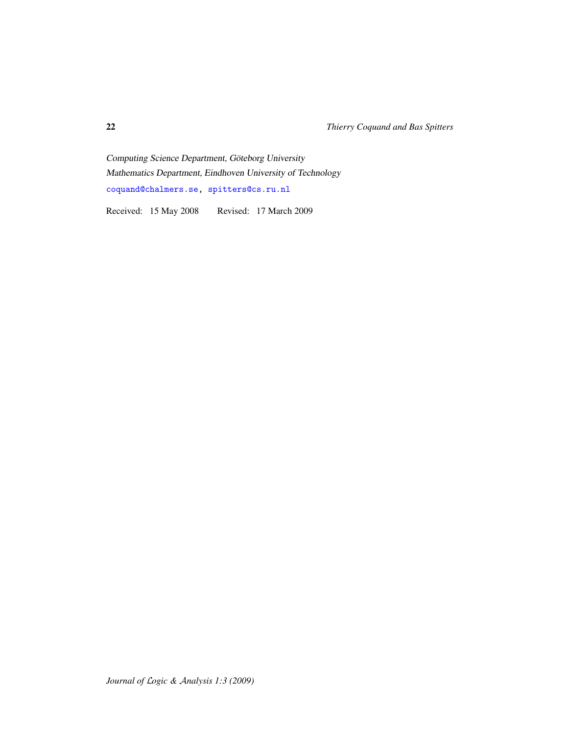*Computing Science Department, Göteborg University*

*Mathematics Department, Eindhoven University of Technology*

coquand@chalmers.se, spitters@cs.ru.nl

Received: 15 May 2008 Revised: 17 March 2009